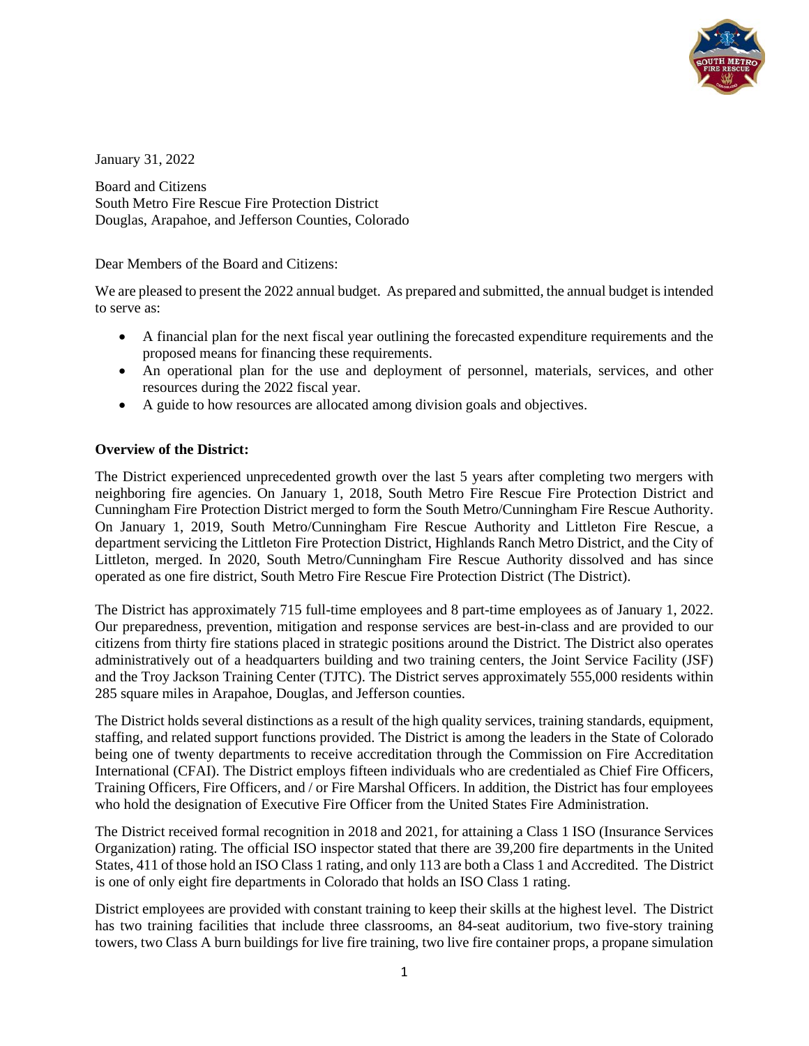January 31, 2022

Board and Citizens
South Metro Fire Rescue Fire Protection District
Douglas, Arapahoe, and Jefferson Counties, Colorado

Dear Members of the Board and Citizens:

We are pleased to present the 2022 annual budget. As prepared and submitted, the annual budget is intended to serve as:

- A financial plan for the next fiscal year outlining the forecasted expenditure requirements and the proposed means for financing these requirements.
- An operational plan for the use and deployment of personnel, materials, services, and other resources during the 2022 fiscal year.
- A guide to how resources are allocated among division goals and objectives.

**Overview of the District:**

The District experienced unprecedented growth over the last 5 years after completing two mergers with neighboring fire agencies. On January 1, 2018, South Metro Fire Rescue Fire Protection District and Cunningham Fire Protection District merged to form the South Metro/Cunningham Fire Rescue Authority. On January 1, 2019, South Metro/Cunningham Fire Rescue Authority and Littleton Fire Rescue, a department servicing the Littleton Fire Protection District, Highlands Ranch Metro District, and the City of Littleton, merged. In 2020, South Metro/Cunningham Fire Rescue Authority dissolved and has since operated as one fire district, South Metro Fire Rescue Fire Protection District (The District).

The District has approximately 715 full-time employees and 8 part-time employees as of January 1, 2022. Our preparedness, prevention, mitigation and response services are best-in-class and are provided to our citizens from thirty fire stations placed in strategic positions around the District. The District also operates administratively out of a headquarters building and two training centers, the Joint Service Facility (JSF) and the Troy Jackson Training Center (TJTC). The District serves approximately 555,000 residents within 285 square miles in Arapahoe, Douglas, and Jefferson counties.

The District holds several distinctions as a result of the high quality services, training standards, equipment, staffing, and related support functions provided. The District is among the leaders in the State of Colorado being one of twenty departments to receive accreditation through the Commission on Fire Accreditation International (CFAI). The District employs fifteen individuals who are credentialed as Chief Fire Officers, Training Officers, Fire Officers, and / or Fire Marshal Officers. In addition, the District has four employees who hold the designation of Executive Fire Officer from the United States Fire Administration.

The District received formal recognition in 2018 and 2021, for attaining a Class 1 ISO (Insurance Services Organization) rating. The official ISO inspector stated that there are 39,200 fire departments in the United States, 411 of those hold an ISO Class 1 rating, and only 113 are both a Class 1 and Accredited. The District is one of only eight fire departments in Colorado that holds an ISO Class 1 rating.

District employees are provided with constant training to keep their skills at the highest level. The District has two training facilities that include three classrooms, an 84-seat auditorium, two five-story training towers, two Class A burn buildings for live fire training, two live fire container props, a propane simulation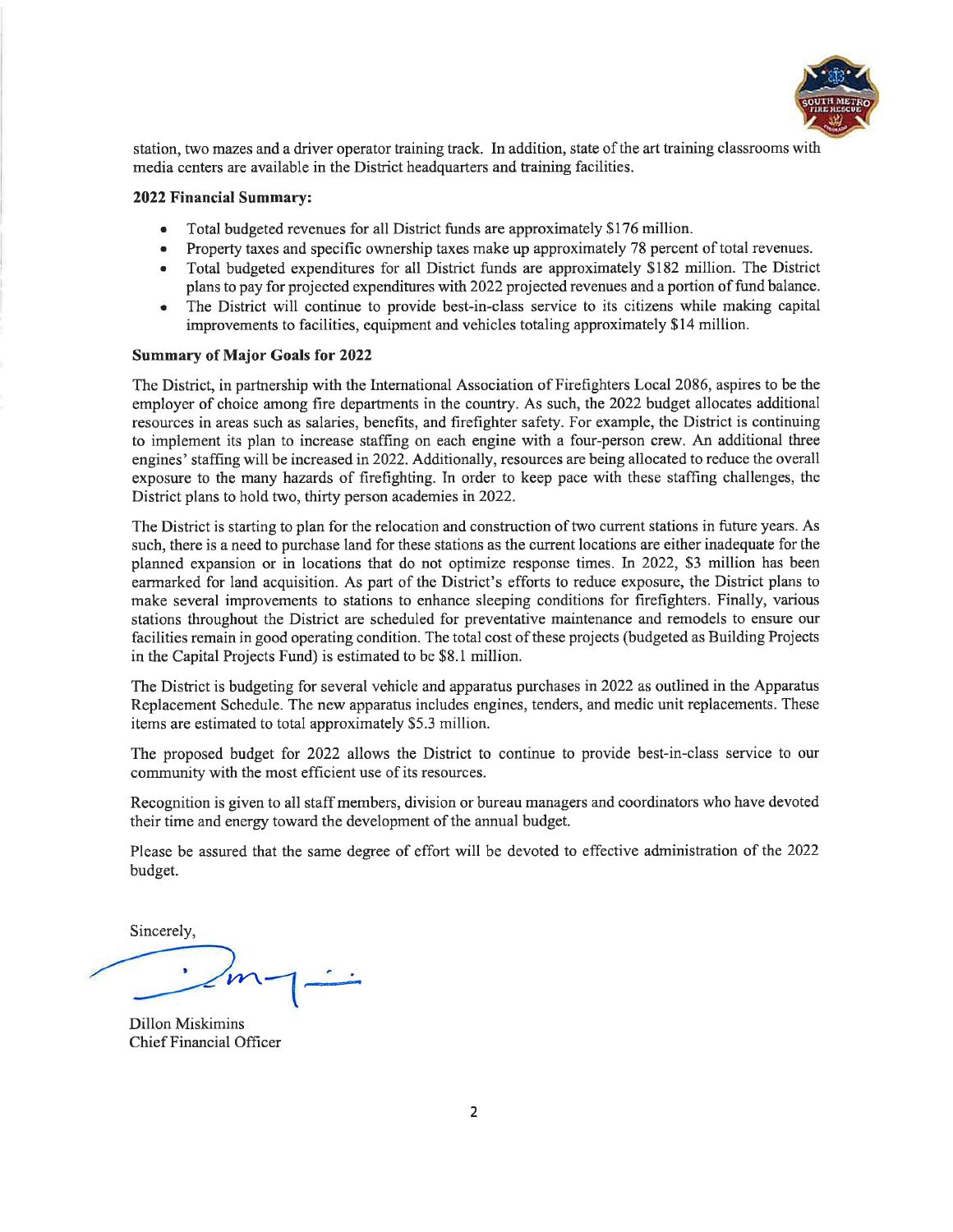station, two mazes and a driver operator training track. In addition, state of the art training classrooms with media centers are available in the District headquarters and training facilities.

**2022 Financial Summary:**

- Total budgeted revenues for all District funds are approximately $176 million.
- Property taxes and specific ownership taxes make up approximately 78 percent of total revenues.
- Total budgeted expenditures for all District funds are approximately $182 million. The District plans to pay for projected expenditures with 2022 projected revenues and a portion of fund balance.
- The District will continue to provide best-in-class service to its citizens while making capital improvements to facilities, equipment and vehicles totaling approximately $14 million.

**Summary of Major Goals for 2022**

The District, in partnership with the International Association of Firefighters Local 2086, aspires to be the employer of choice among fire departments in the country. As such, the 2022 budget allocates additional resources in areas such as salaries, benefits, and firefighter safety. For example, the District is continuing to implement its plan to increase staffing on each engine with a four-person crew. An additional three engines' staffing will be increased in 2022. Additionally, resources are being allocated to reduce the overall exposure to the many hazards of firefighting. In order to keep pace with these staffing challenges, the District plans to hold two, thirty person academies in 2022.

The District is starting to plan for the relocation and construction of two current stations in future years. As such, there is a need to purchase land for these stations as the current locations are either inadequate for the planned expansion or in locations that do not optimize response times. In 2022, $3 million has been earmarked for land acquisition. As part of the District's efforts to reduce exposure, the District plans to make several improvements to stations to enhance sleeping conditions for firefighters. Finally, various stations throughout the District are scheduled for preventative maintenance and remodels to ensure our facilities remain in good operating condition. The total cost of these projects (budgeted as Building Projects in the Capital Projects Fund) is estimated to be $8.1 million.

The District is budgeting for several vehicle and apparatus purchases in 2022 as outlined in the Apparatus Replacement Schedule. The new apparatus includes engines, tenders, and medic unit replacements. These items are estimated to total approximately $5.3 million.

The proposed budget for 2022 allows the District to continue to provide best-in-class service to our community with the most efficient use of its resources.

Recognition is given to all staff members, division or bureau managers and coordinators who have devoted their time and energy toward the development of the annual budget.

Please be assured that the same degree of effort will be devoted to effective administration of the 2022 budget.

Sincerely,

Dillon Miskimins
Chief Financial Officer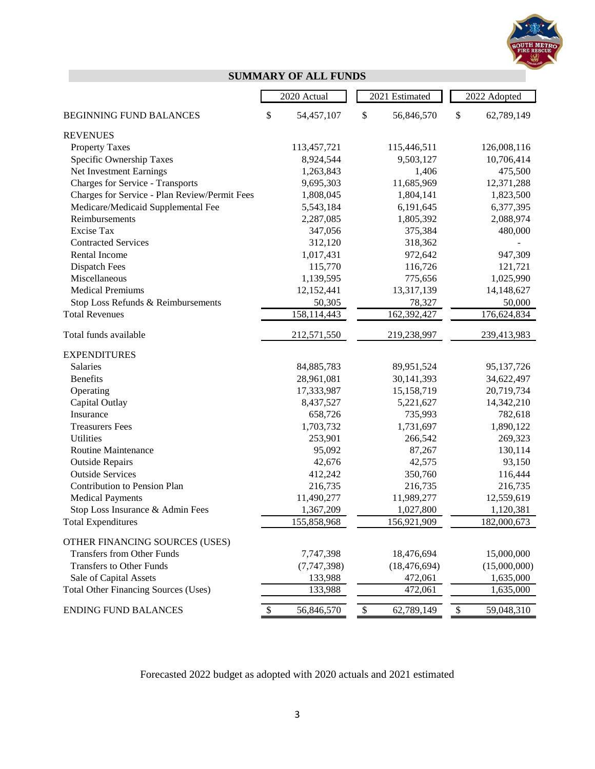## SUMMARY OF ALL FUNDS

| | 2020 Actual | 2021 Estimated | 2022 Adopted |
|---|---|---|---|
| BEGINNING FUND BALANCES | $ 54,457,107 | $ 56,846,570 | $ 62,789,149 |
| REVENUES | | | |
| Property Taxes | 113,457,721 | 115,446,511 | 126,008,116 |
| Specific Ownership Taxes | 8,924,544 | 9,503,127 | 10,706,414 |
| Net Investment Earnings | 1,263,843 | 1,406 | 475,500 |
| Charges for Service - Transports | 9,695,303 | 11,685,969 | 12,371,288 |
| Charges for Service - Plan Review/Permit Fees | 1,808,045 | 1,804,141 | 1,823,500 |
| Medicare/Medicaid Supplemental Fee | 5,543,184 | 6,191,645 | 6,377,395 |
| Reimbursements | 2,287,085 | 1,805,392 | 2,088,974 |
| Excise Tax | 347,056 | 375,384 | 480,000 |
| Contracted Services | 312,120 | 318,362 | - |
| Rental Income | 1,017,431 | 972,642 | 947,309 |
| Dispatch Fees | 115,770 | 116,726 | 121,721 |
| Miscellaneous | 1,139,595 | 775,656 | 1,025,990 |
| Medical Premiums | 12,152,441 | 13,317,139 | 14,148,627 |
| Stop Loss Refunds & Reimbursements | 50,305 | 78,327 | 50,000 |
| Total Revenues | 158,114,443 | 162,392,427 | 176,624,834 |
| Total funds available | 212,571,550 | 219,238,997 | 239,413,983 |
| EXPENDITURES | | | |
| Salaries | 84,885,783 | 89,951,524 | 95,137,726 |
| Benefits | 28,961,081 | 30,141,393 | 34,622,497 |
| Operating | 17,333,987 | 15,158,719 | 20,719,734 |
| Capital Outlay | 8,437,527 | 5,221,627 | 14,342,210 |
| Insurance | 658,726 | 735,993 | 782,618 |
| Treasurers Fees | 1,703,732 | 1,731,697 | 1,890,122 |
| Utilities | 253,901 | 266,542 | 269,323 |
| Routine Maintenance | 95,092 | 87,267 | 130,114 |
| Outside Repairs | 42,676 | 42,575 | 93,150 |
| Outside Services | 412,242 | 350,760 | 116,444 |
| Contribution to Pension Plan | 216,735 | 216,735 | 216,735 |
| Medical Payments | 11,490,277 | 11,989,277 | 12,559,619 |
| Stop Loss Insurance & Admin Fees | 1,367,209 | 1,027,800 | 1,120,381 |
| Total Expenditures | 155,858,968 | 156,921,909 | 182,000,673 |
| OTHER FINANCING SOURCES (USES) | | | |
| Transfers from Other Funds | 7,747,398 | 18,476,694 | 15,000,000 |
| Transfers to Other Funds | (7,747,398) | (18,476,694) | (15,000,000) |
| Sale of Capital Assets | 133,988 | 472,061 | 1,635,000 |
| Total Other Financing Sources (Uses) | 133,988 | 472,061 | 1,635,000 |
| ENDING FUND BALANCES | $ 56,846,570 | $ 62,789,149 | $ 59,048,310 |

Forecasted 2022 budget as adopted with 2020 actuals and 2021 estimated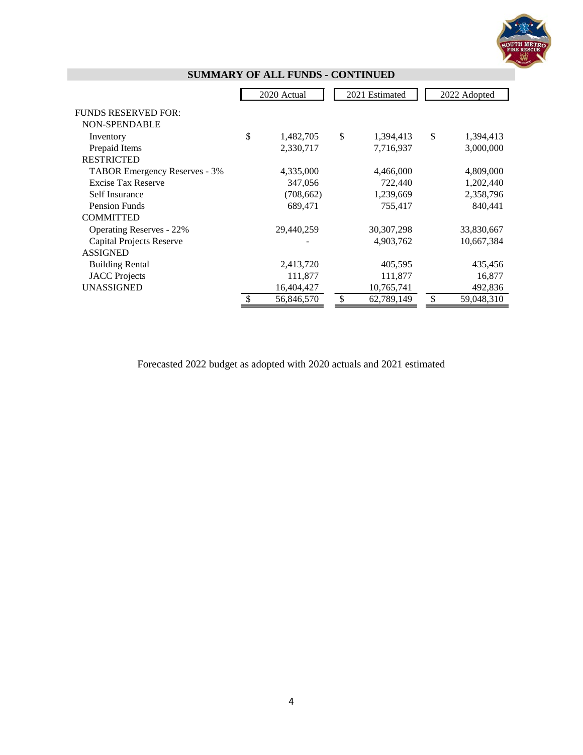## SUMMARY OF ALL FUNDS - CONTINUED

| | 2020 Actual | 2021 Estimated | 2022 Adopted |
|---|---|---|---|
| FUNDS RESERVED FOR: | | | |
| NON-SPENDABLE | | | |
| Inventory | $ 1,482,705 | $ 1,394,413 | $ 1,394,413 |
| Prepaid Items | 2,330,717 | 7,716,937 | 3,000,000 |
| RESTRICTED | | | |
| TABOR Emergency Reserves - 3% | 4,335,000 | 4,466,000 | 4,809,000 |
| Excise Tax Reserve | 347,056 | 722,440 | 1,202,440 |
| Self Insurance | (708,662) | 1,239,669 | 2,358,796 |
| Pension Funds | 689,471 | 755,417 | 840,441 |
| COMMITTED | | | |
| Operating Reserves - 22% | 29,440,259 | 30,307,298 | 33,830,667 |
| Capital Projects Reserve | - | 4,903,762 | 10,667,384 |
| ASSIGNED | | | |
| Building Rental | 2,413,720 | 405,595 | 435,456 |
| JACC Projects | 111,877 | 111,877 | 16,877 |
| UNASSIGNED | 16,404,427 | 10,765,741 | 492,836 |
| | $ 56,846,570 | $ 62,789,149 | $ 59,048,310 |

Forecasted 2022 budget as adopted with 2020 actuals and 2021 estimated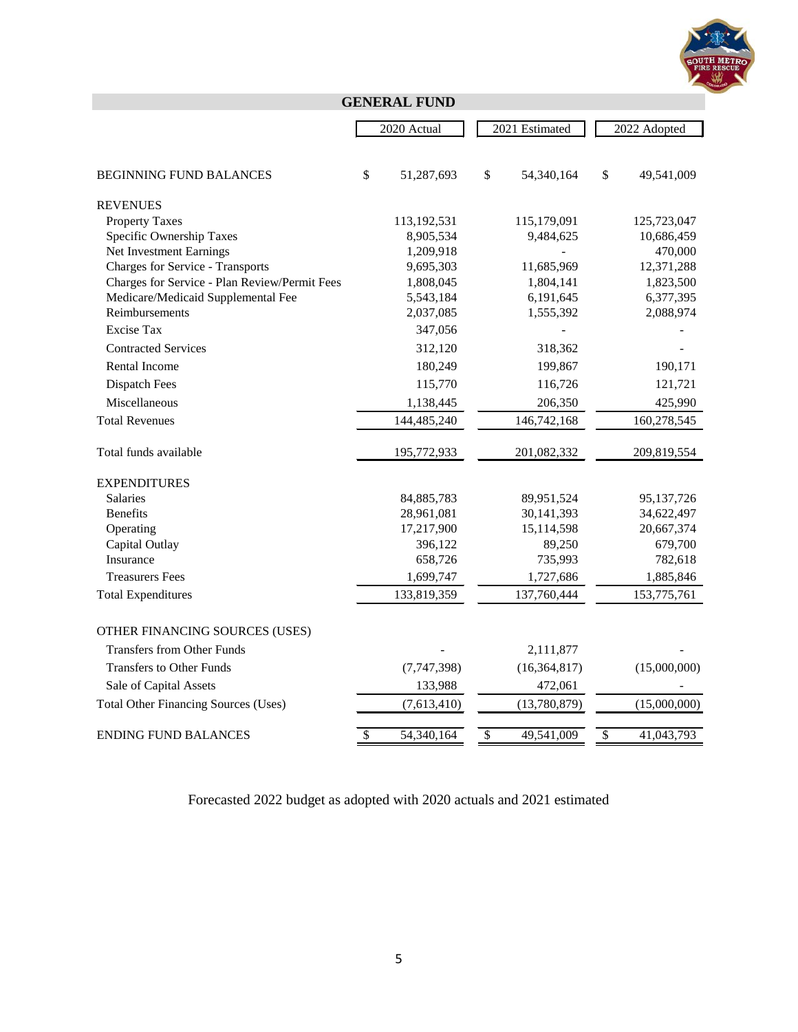## GENERAL FUND

| | 2020 Actual | 2021 Estimated | 2022 Adopted |
|---|---|---|---|
| BEGINNING FUND BALANCES | $ 51,287,693 | $ 54,340,164 | $ 49,541,009 |
| **REVENUES** | | | |
| Property Taxes | 113,192,531 | 115,179,091 | 125,723,047 |
| Specific Ownership Taxes | 8,905,534 | 9,484,625 | 10,686,459 |
| Net Investment Earnings | 1,209,918 | - | 470,000 |
| Charges for Service - Transports | 9,695,303 | 11,685,969 | 12,371,288 |
| Charges for Service - Plan Review/Permit Fees | 1,808,045 | 1,804,141 | 1,823,500 |
| Medicare/Medicaid Supplemental Fee | 5,543,184 | 6,191,645 | 6,377,395 |
| Reimbursements | 2,037,085 | 1,555,392 | 2,088,974 |
| Excise Tax | 347,056 | - | - |
| Contracted Services | 312,120 | 318,362 | - |
| Rental Income | 180,249 | 199,867 | 190,171 |
| Dispatch Fees | 115,770 | 116,726 | 121,721 |
| Miscellaneous | 1,138,445 | 206,350 | 425,990 |
| Total Revenues | 144,485,240 | 146,742,168 | 160,278,545 |
| Total funds available | 195,772,933 | 201,082,332 | 209,819,554 |
| **EXPENDITURES** | | | |
| Salaries | 84,885,783 | 89,951,524 | 95,137,726 |
| Benefits | 28,961,081 | 30,141,393 | 34,622,497 |
| Operating | 17,217,900 | 15,114,598 | 20,667,374 |
| Capital Outlay | 396,122 | 89,250 | 679,700 |
| Insurance | 658,726 | 735,993 | 782,618 |
| Treasurers Fees | 1,699,747 | 1,727,686 | 1,885,846 |
| Total Expenditures | 133,819,359 | 137,760,444 | 153,775,761 |
| **OTHER FINANCING SOURCES (USES)** | | | |
| Transfers from Other Funds | - | 2,111,877 | - |
| Transfers to Other Funds | (7,747,398) | (16,364,817) | (15,000,000) |
| Sale of Capital Assets | 133,988 | 472,061 | - |
| Total Other Financing Sources (Uses) | (7,613,410) | (13,780,879) | (15,000,000) |
| ENDING FUND BALANCES | $ 54,340,164 | $ 49,541,009 | $ 41,043,793 |

Forecasted 2022 budget as adopted with 2020 actuals and 2021 estimated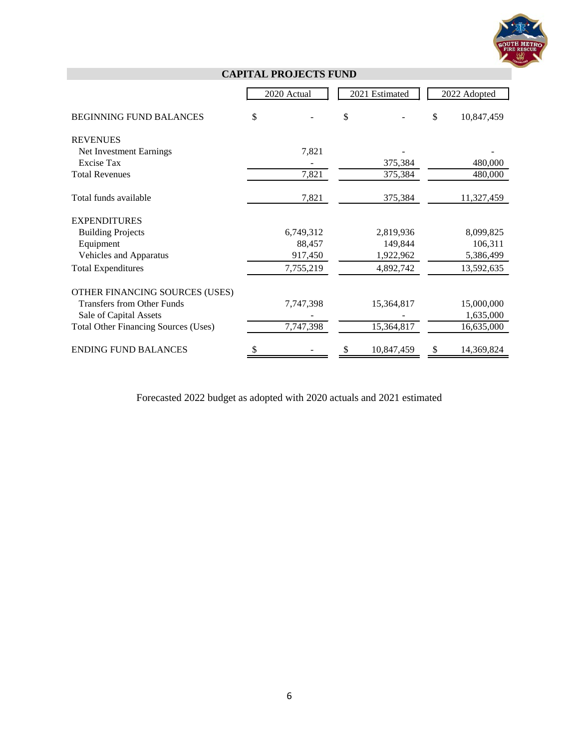## CAPITAL PROJECTS FUND

| | 2020 Actual | 2021 Estimated | 2022 Adopted |
|---|---|---|---|
| BEGINNING FUND BALANCES | $ - | $ - | $ 10,847,459 |
| **REVENUES** | | | |
| Net Investment Earnings | 7,821 | - | - |
| Excise Tax | - | 375,384 | 480,000 |
| Total Revenues | 7,821 | 375,384 | 480,000 |
| Total funds available | 7,821 | 375,384 | 11,327,459 |
| **EXPENDITURES** | | | |
| Building Projects | 6,749,312 | 2,819,936 | 8,099,825 |
| Equipment | 88,457 | 149,844 | 106,311 |
| Vehicles and Apparatus | 917,450 | 1,922,962 | 5,386,499 |
| Total Expenditures | 7,755,219 | 4,892,742 | 13,592,635 |
| **OTHER FINANCING SOURCES (USES)** | | | |
| Transfers from Other Funds | 7,747,398 | 15,364,817 | 15,000,000 |
| Sale of Capital Assets | - | - | 1,635,000 |
| Total Other Financing Sources (Uses) | 7,747,398 | 15,364,817 | 16,635,000 |
| ENDING FUND BALANCES | $ - | $ 10,847,459 | $ 14,369,824 |

Forecasted 2022 budget as adopted with 2020 actuals and 2021 estimated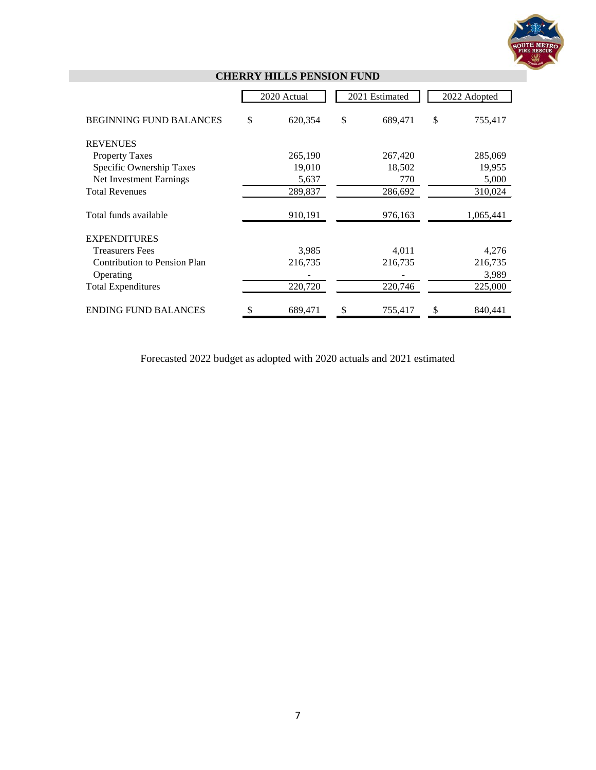## CHERRY HILLS PENSION FUND

| | 2020 Actual | 2021 Estimated | 2022 Adopted |
|---|---|---|---|
| BEGINNING FUND BALANCES | $ 620,354 | $ 689,471 | $ 755,417 |
| REVENUES | | | |
| Property Taxes | 265,190 | 267,420 | 285,069 |
| Specific Ownership Taxes | 19,010 | 18,502 | 19,955 |
| Net Investment Earnings | 5,637 | 770 | 5,000 |
| Total Revenues | 289,837 | 286,692 | 310,024 |
| Total funds available | 910,191 | 976,163 | 1,065,441 |
| EXPENDITURES | | | |
| Treasurers Fees | 3,985 | 4,011 | 4,276 |
| Contribution to Pension Plan | 216,735 | 216,735 | 216,735 |
| Operating | - | - | 3,989 |
| Total Expenditures | 220,720 | 220,746 | 225,000 |
| ENDING FUND BALANCES | $ 689,471 | $ 755,417 | $ 840,441 |

Forecasted 2022 budget as adopted with 2020 actuals and 2021 estimated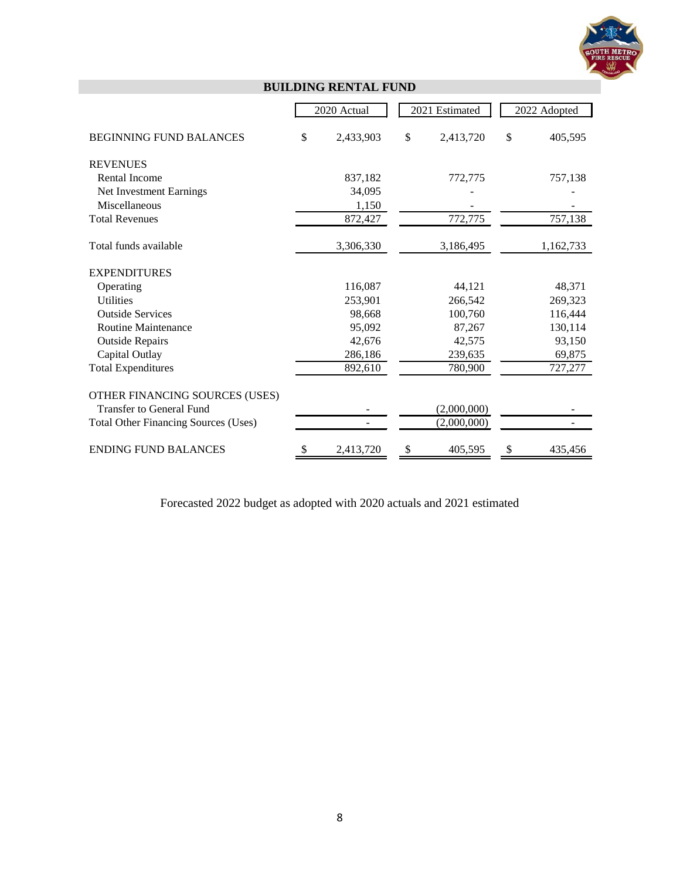## BUILDING RENTAL FUND

| | 2020 Actual | 2021 Estimated | 2022 Adopted |
|---|---|---|---|
| BEGINNING FUND BALANCES | $ 2,433,903 | $ 2,413,720 | $ 405,595 |
| REVENUES | | | |
| Rental Income | 837,182 | 772,775 | 757,138 |
| Net Investment Earnings | 34,095 | - | - |
| Miscellaneous | 1,150 | - | - |
| Total Revenues | 872,427 | 772,775 | 757,138 |
| Total funds available | 3,306,330 | 3,186,495 | 1,162,733 |
| EXPENDITURES | | | |
| Operating | 116,087 | 44,121 | 48,371 |
| Utilities | 253,901 | 266,542 | 269,323 |
| Outside Services | 98,668 | 100,760 | 116,444 |
| Routine Maintenance | 95,092 | 87,267 | 130,114 |
| Outside Repairs | 42,676 | 42,575 | 93,150 |
| Capital Outlay | 286,186 | 239,635 | 69,875 |
| Total Expenditures | 892,610 | 780,900 | 727,277 |
| OTHER FINANCING SOURCES (USES) | | | |
| Transfer to General Fund | - | (2,000,000) | - |
| Total Other Financing Sources (Uses) | - | (2,000,000) | - |
| ENDING FUND BALANCES | $ 2,413,720 | $ 405,595 | $ 435,456 |

Forecasted 2022 budget as adopted with 2020 actuals and 2021 estimated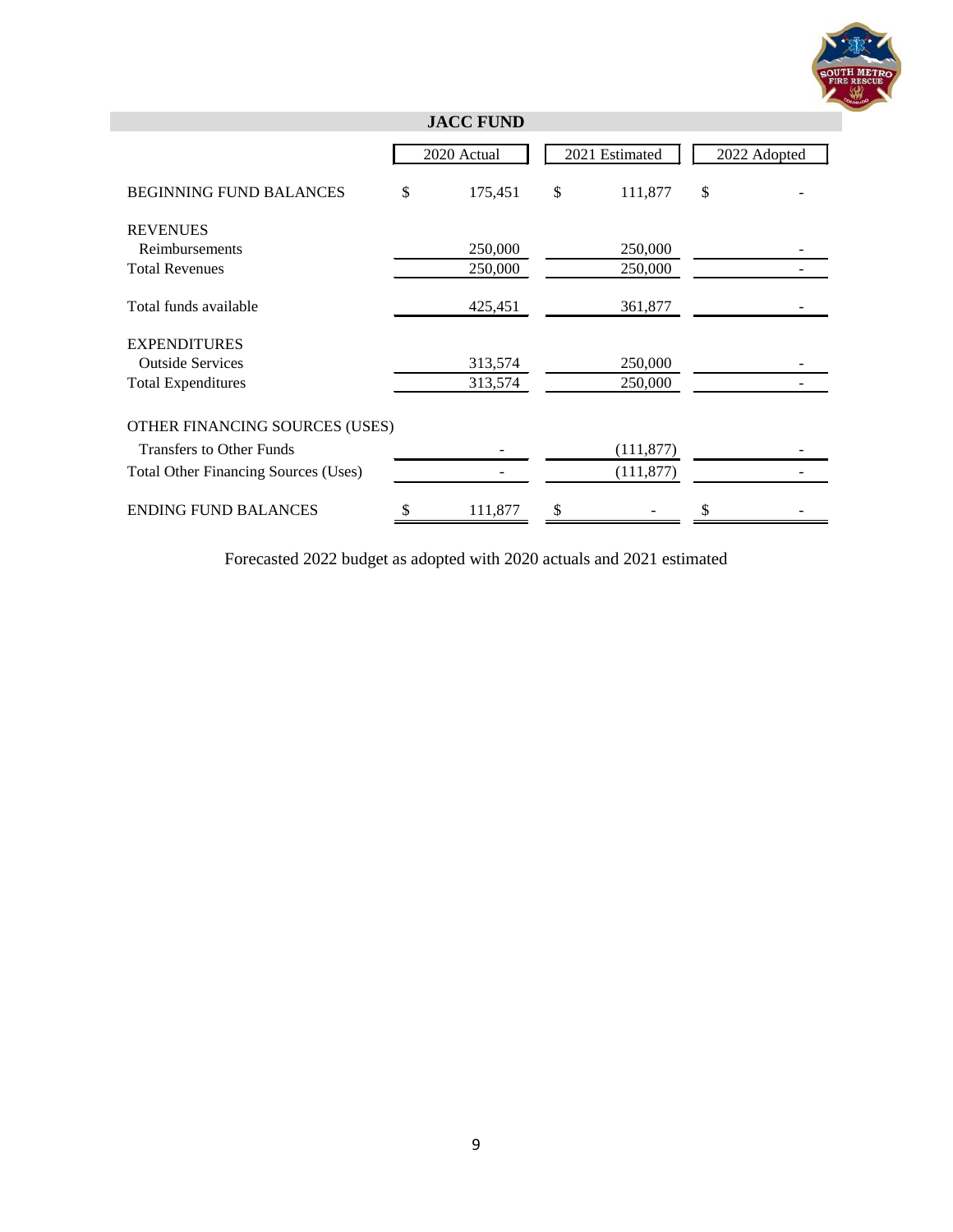## JACC FUND

| | 2020 Actual | 2021 Estimated | 2022 Adopted |
|---|---|---|---|
| BEGINNING FUND BALANCES | $ 175,451 | $ 111,877 | $ - |
| REVENUES | | | |
| Reimbursements | 250,000 | 250,000 | - |
| Total Revenues | 250,000 | 250,000 | - |
| Total funds available | 425,451 | 361,877 | - |
| EXPENDITURES | | | |
| Outside Services | 313,574 | 250,000 | - |
| Total Expenditures | 313,574 | 250,000 | - |
| OTHER FINANCING SOURCES (USES) | | | |
| Transfers to Other Funds | - | (111,877) | - |
| Total Other Financing Sources (Uses) | - | (111,877) | - |
| ENDING FUND BALANCES | $ 111,877 | $ - | $ - |

Forecasted 2022 budget as adopted with 2020 actuals and 2021 estimated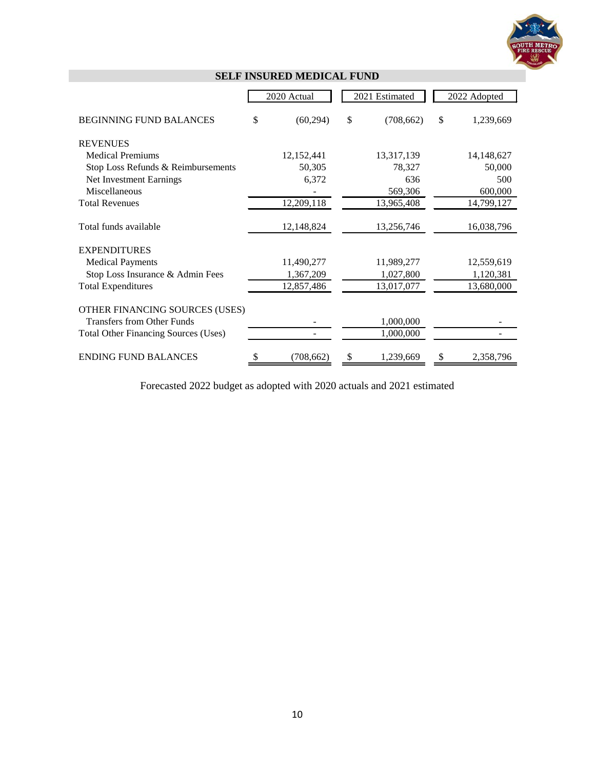## SELF INSURED MEDICAL FUND

| | 2020 Actual | 2021 Estimated | 2022 Adopted |
|---|---|---|---|
| BEGINNING FUND BALANCES | $ (60,294) | $ (708,662) | $ 1,239,669 |
| **REVENUES** | | | |
| Medical Premiums | 12,152,441 | 13,317,139 | 14,148,627 |
| Stop Loss Refunds & Reimbursements | 50,305 | 78,327 | 50,000 |
| Net Investment Earnings | 6,372 | 636 | 500 |
| Miscellaneous | - | 569,306 | 600,000 |
| Total Revenues | 12,209,118 | 13,965,408 | 14,799,127 |
| Total funds available | 12,148,824 | 13,256,746 | 16,038,796 |
| **EXPENDITURES** | | | |
| Medical Payments | 11,490,277 | 11,989,277 | 12,559,619 |
| Stop Loss Insurance & Admin Fees | 1,367,209 | 1,027,800 | 1,120,381 |
| Total Expenditures | 12,857,486 | 13,017,077 | 13,680,000 |
| **OTHER FINANCING SOURCES (USES)** | | | |
| Transfers from Other Funds | - | 1,000,000 | - |
| Total Other Financing Sources (Uses) | - | 1,000,000 | - |
| ENDING FUND BALANCES | $ (708,662) | $ 1,239,669 | $ 2,358,796 |

Forecasted 2022 budget as adopted with 2020 actuals and 2021 estimated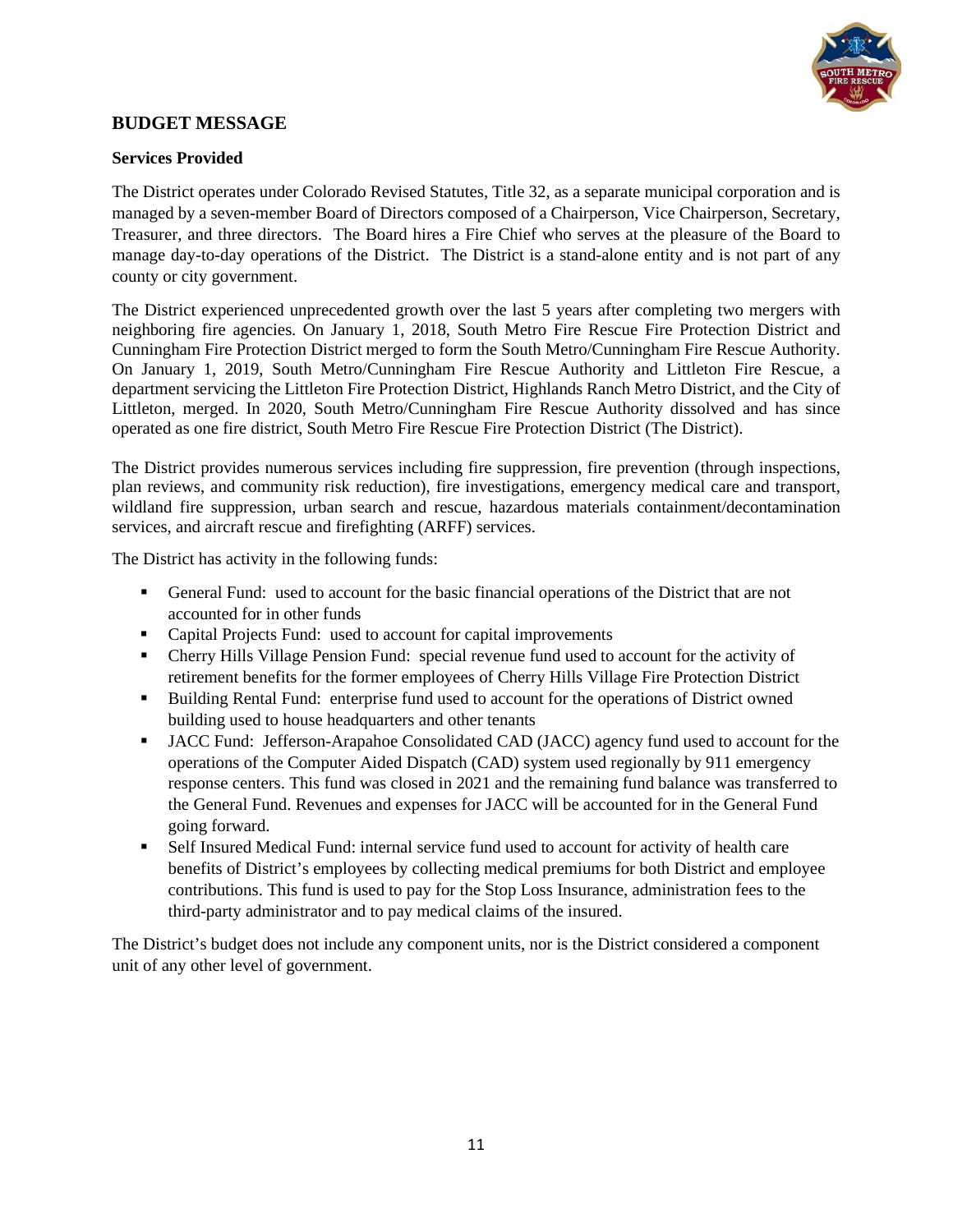## BUDGET MESSAGE

### Services Provided

The District operates under Colorado Revised Statutes, Title 32, as a separate municipal corporation and is managed by a seven-member Board of Directors composed of a Chairperson, Vice Chairperson, Secretary, Treasurer, and three directors. The Board hires a Fire Chief who serves at the pleasure of the Board to manage day-to-day operations of the District. The District is a stand-alone entity and is not part of any county or city government.

The District experienced unprecedented growth over the last 5 years after completing two mergers with neighboring fire agencies. On January 1, 2018, South Metro Fire Rescue Fire Protection District and Cunningham Fire Protection District merged to form the South Metro/Cunningham Fire Rescue Authority. On January 1, 2019, South Metro/Cunningham Fire Rescue Authority and Littleton Fire Rescue, a department servicing the Littleton Fire Protection District, Highlands Ranch Metro District, and the City of Littleton, merged. In 2020, South Metro/Cunningham Fire Rescue Authority dissolved and has since operated as one fire district, South Metro Fire Rescue Fire Protection District (The District).

The District provides numerous services including fire suppression, fire prevention (through inspections, plan reviews, and community risk reduction), fire investigations, emergency medical care and transport, wildland fire suppression, urban search and rescue, hazardous materials containment/decontamination services, and aircraft rescue and firefighting (ARFF) services.

The District has activity in the following funds:

- General Fund: used to account for the basic financial operations of the District that are not accounted for in other funds
- Capital Projects Fund: used to account for capital improvements
- Cherry Hills Village Pension Fund: special revenue fund used to account for the activity of retirement benefits for the former employees of Cherry Hills Village Fire Protection District
- Building Rental Fund: enterprise fund used to account for the operations of District owned building used to house headquarters and other tenants
- JACC Fund: Jefferson-Arapahoe Consolidated CAD (JACC) agency fund used to account for the operations of the Computer Aided Dispatch (CAD) system used regionally by 911 emergency response centers. This fund was closed in 2021 and the remaining fund balance was transferred to the General Fund. Revenues and expenses for JACC will be accounted for in the General Fund going forward.
- Self Insured Medical Fund: internal service fund used to account for activity of health care benefits of District's employees by collecting medical premiums for both District and employee contributions. This fund is used to pay for the Stop Loss Insurance, administration fees to the third-party administrator and to pay medical claims of the insured.

The District's budget does not include any component units, nor is the District considered a component unit of any other level of government.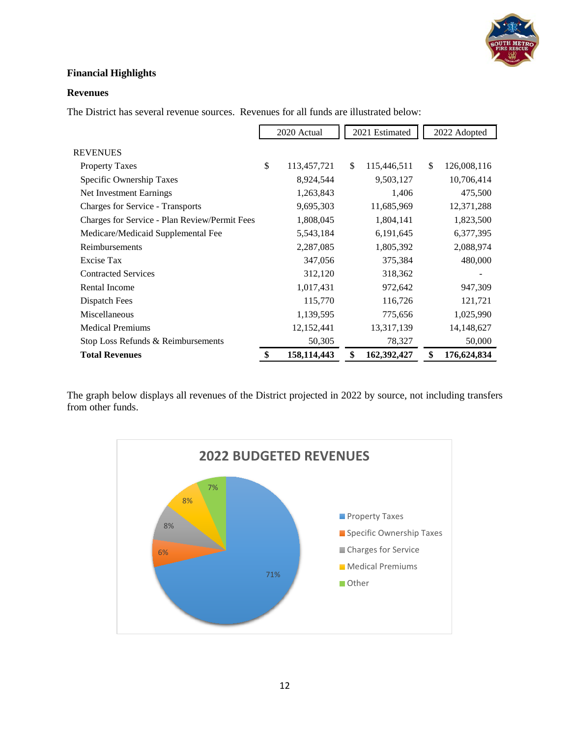## Financial Highlights

### Revenues

The District has several revenue sources. Revenues for all funds are illustrated below:

| | 2020 Actual | 2021 Estimated | 2022 Adopted |
|---|---|---|---|
| REVENUES | | | |
| Property Taxes | $ 113,457,721 | $ 115,446,511 | $ 126,008,116 |
| Specific Ownership Taxes | 8,924,544 | 9,503,127 | 10,706,414 |
| Net Investment Earnings | 1,263,843 | 1,406 | 475,500 |
| Charges for Service - Transports | 9,695,303 | 11,685,969 | 12,371,288 |
| Charges for Service - Plan Review/Permit Fees | 1,808,045 | 1,804,141 | 1,823,500 |
| Medicare/Medicaid Supplemental Fee | 5,543,184 | 6,191,645 | 6,377,395 |
| Reimbursements | 2,287,085 | 1,805,392 | 2,088,974 |
| Excise Tax | 347,056 | 375,384 | 480,000 |
| Contracted Services | 312,120 | 318,362 | - |
| Rental Income | 1,017,431 | 972,642 | 947,309 |
| Dispatch Fees | 115,770 | 116,726 | 121,721 |
| Miscellaneous | 1,139,595 | 775,656 | 1,025,990 |
| Medical Premiums | 12,152,441 | 13,317,139 | 14,148,627 |
| Stop Loss Refunds & Reimbursements | 50,305 | 78,327 | 50,000 |
| **Total Revenues** | **$ 158,114,443** | **$ 162,392,427** | **$ 176,624,834** |

The graph below displays all revenues of the District projected in 2022 by source, not including transfers from other funds.

**2022 BUDGETED REVENUES**

| Source | Percentage |
|---|---|
| Property Taxes | 71% |
| Specific Ownership Taxes | 6% |
| Charges for Service | 8% |
| Medical Premiums | 8% |
| Other | 7% |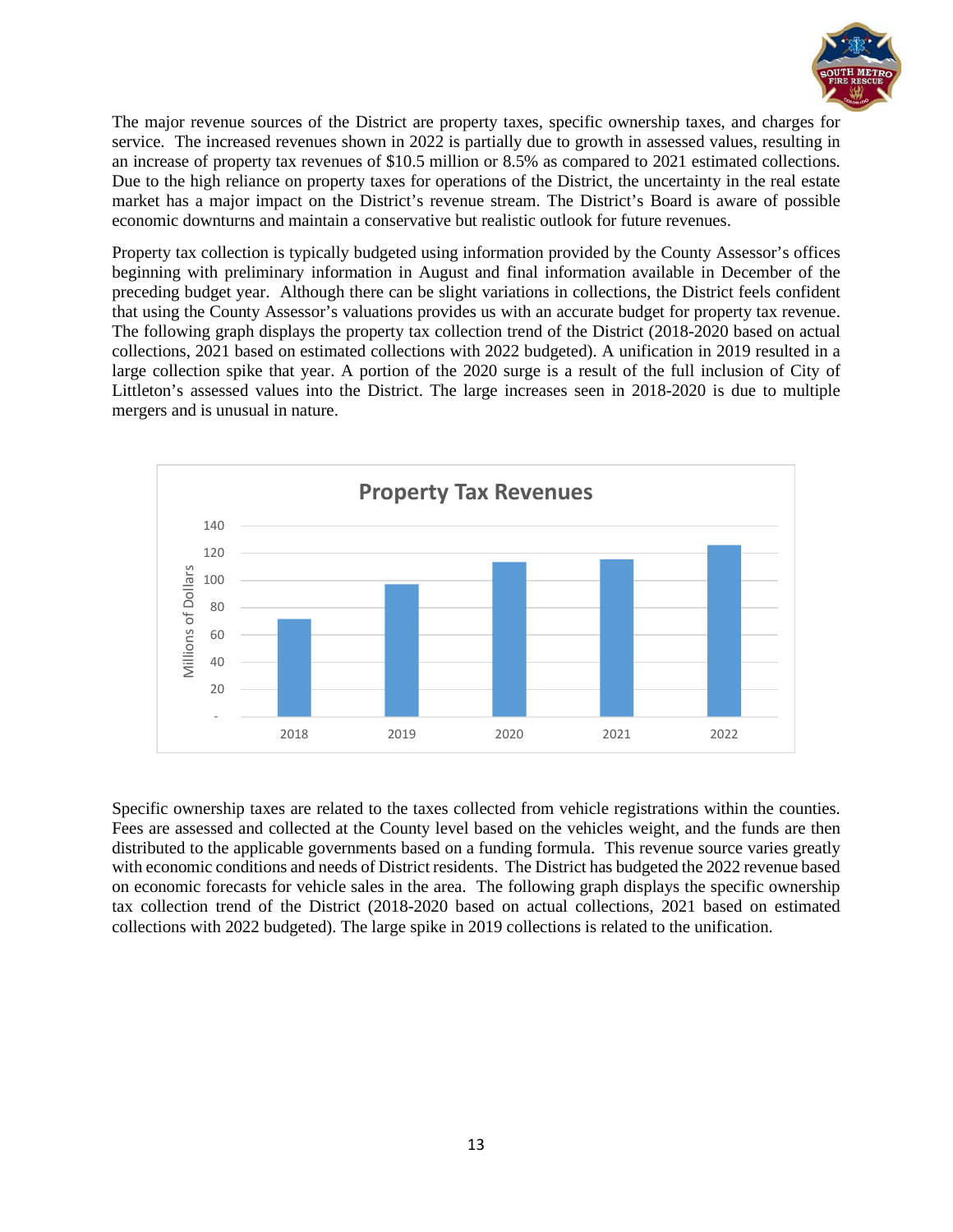The major revenue sources of the District are property taxes, specific ownership taxes, and charges for service. The increased revenues shown in 2022 is partially due to growth in assessed values, resulting in an increase of property tax revenues of $10.5 million or 8.5% as compared to 2021 estimated collections. Due to the high reliance on property taxes for operations of the District, the uncertainty in the real estate market has a major impact on the District's revenue stream. The District's Board is aware of possible economic downturns and maintain a conservative but realistic outlook for future revenues.

Property tax collection is typically budgeted using information provided by the County Assessor's offices beginning with preliminary information in August and final information available in December of the preceding budget year. Although there can be slight variations in collections, the District feels confident that using the County Assessor's valuations provides us with an accurate budget for property tax revenue. The following graph displays the property tax collection trend of the District (2018-2020 based on actual collections, 2021 based on estimated collections with 2022 budgeted). A unification in 2019 resulted in a large collection spike that year. A portion of the 2020 surge is a result of the full inclusion of City of Littleton's assessed values into the District. The large increases seen in 2018-2020 is due to multiple mergers and is unusual in nature.

**Property Tax Revenues**

| Year | Millions of Dollars |
|---|---|
| 2018 | ~72 |
| 2019 | ~98 |
| 2020 | ~114 |
| 2021 | ~116 |
| 2022 | ~126 |

Specific ownership taxes are related to the taxes collected from vehicle registrations within the counties. Fees are assessed and collected at the County level based on the vehicles weight, and the funds are then distributed to the applicable governments based on a funding formula. This revenue source varies greatly with economic conditions and needs of District residents. The District has budgeted the 2022 revenue based on economic forecasts for vehicle sales in the area. The following graph displays the specific ownership tax collection trend of the District (2018-2020 based on actual collections, 2021 based on estimated collections with 2022 budgeted). The large spike in 2019 collections is related to the unification.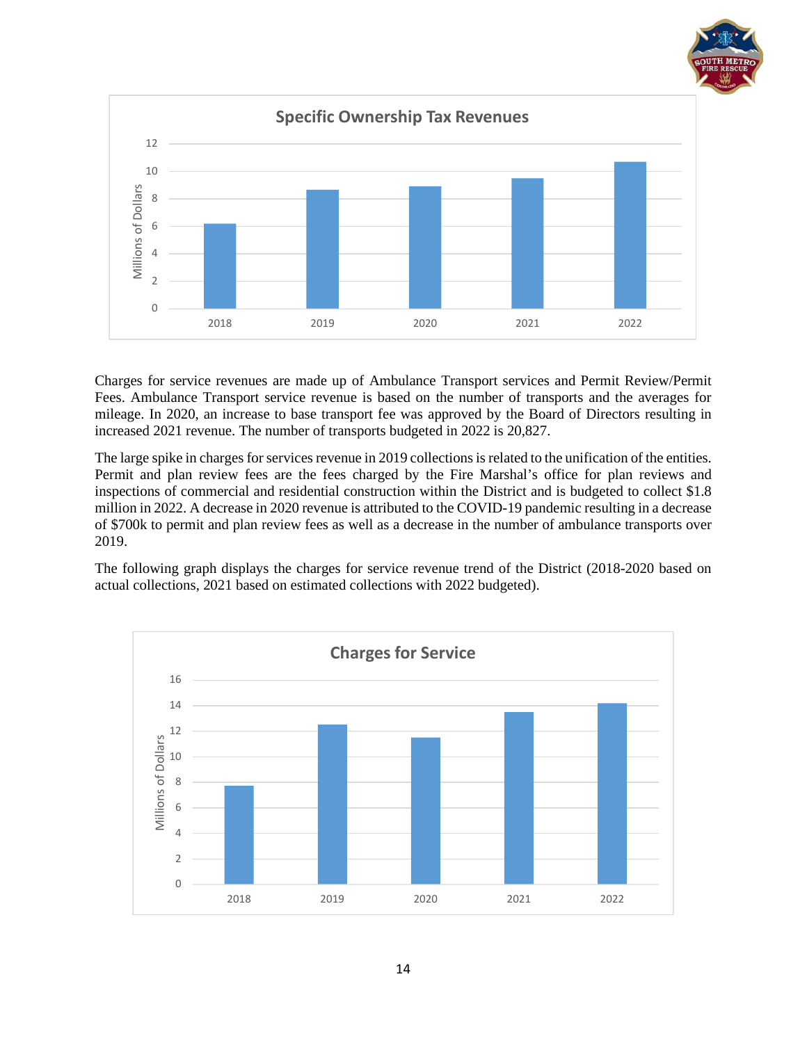**Specific Ownership Tax Revenues**

**Charges for service** revenues are made up of Ambulance Transport services and Permit Review/Permit Fees. Ambulance Transport service revenue is based on the number of transports and the averages for mileage. In 2020, an increase to base transport fee was approved by the Board of Directors resulting in increased 2021 revenue. The number of transports budgeted in 2022 is 20,827.

The large spike in charges for services revenue in 2019 collections is related to the unification of the entities. Permit and plan review fees are the fees charged by the Fire Marshal's office for plan reviews and inspections of commercial and residential construction within the District and is budgeted to collect $1.8 million in 2022. A decrease in 2020 revenue is attributed to the COVID-19 pandemic resulting in a decrease of $700k to permit and plan review fees as well as a decrease in the number of ambulance transports over 2019.

The following graph displays the charges for service revenue trend of the District (2018-2020 based on actual collections, 2021 based on estimated collections with 2022 budgeted).

**Charges for Service**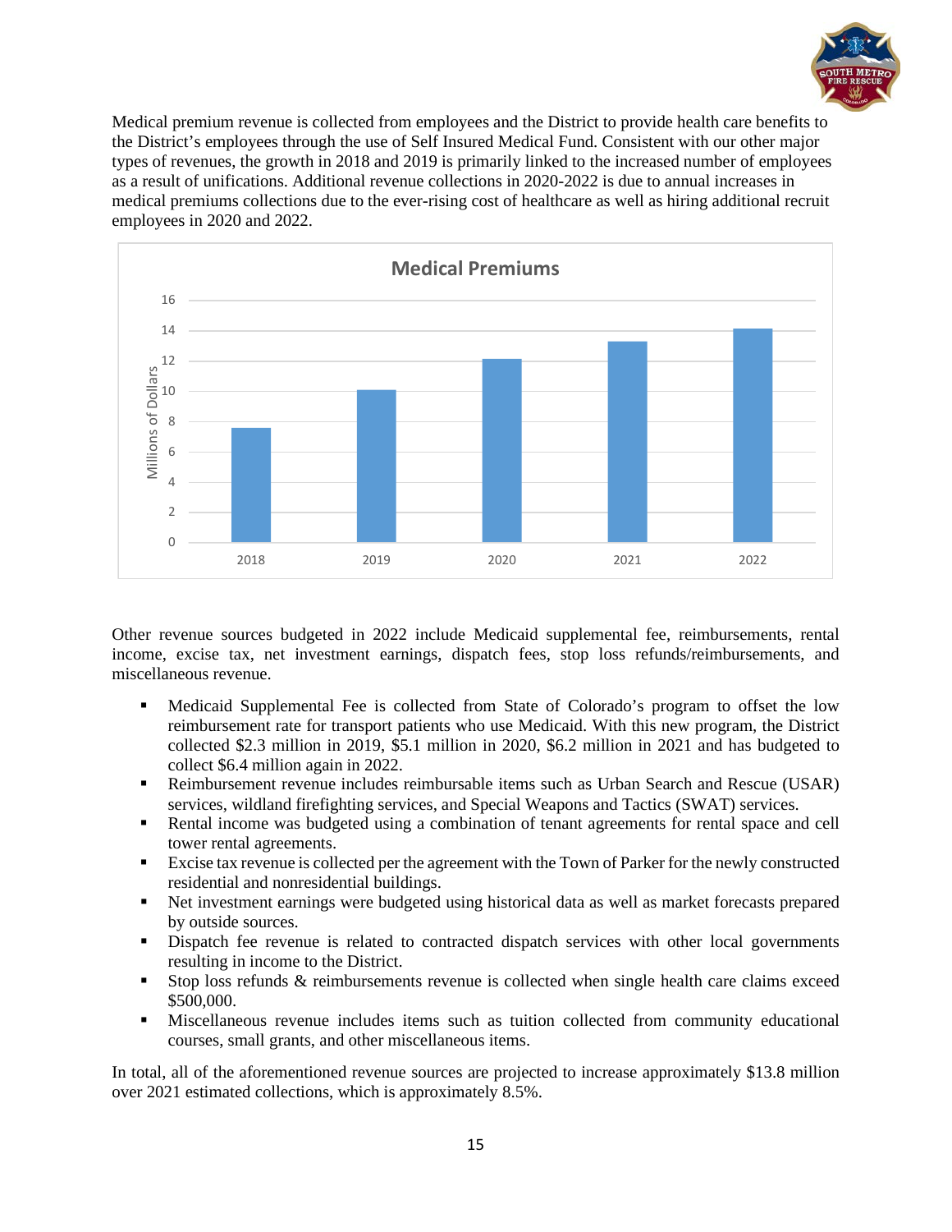Medical premium revenue is collected from employees and the District to provide health care benefits to the District's employees through the use of Self Insured Medical Fund. Consistent with our other major types of revenues, the growth in 2018 and 2019 is primarily linked to the increased number of employees as a result of unifications. Additional revenue collections in 2020-2022 is due to annual increases in medical premiums collections due to the ever-rising cost of healthcare as well as hiring additional recruit employees in 2020 and 2022.

Other revenue sources budgeted in 2022 include Medicaid supplemental fee, reimbursements, rental income, excise tax, net investment earnings, dispatch fees, stop loss refunds/reimbursements, and miscellaneous revenue.

- Medicaid Supplemental Fee is collected from State of Colorado's program to offset the low reimbursement rate for transport patients who use Medicaid. With this new program, the District collected $2.3 million in 2019, $5.1 million in 2020, $6.2 million in 2021 and has budgeted to collect $6.4 million again in 2022.
- Reimbursement revenue includes reimbursable items such as Urban Search and Rescue (USAR) services, wildland firefighting services, and Special Weapons and Tactics (SWAT) services.
- Rental income was budgeted using a combination of tenant agreements for rental space and cell tower rental agreements.
- Excise tax revenue is collected per the agreement with the Town of Parker for the newly constructed residential and nonresidential buildings.
- Net investment earnings were budgeted using historical data as well as market forecasts prepared by outside sources.
- Dispatch fee revenue is related to contracted dispatch services with other local governments resulting in income to the District.
- Stop loss refunds & reimbursements revenue is collected when single health care claims exceed $500,000.
- Miscellaneous revenue includes items such as tuition collected from community educational courses, small grants, and other miscellaneous items.

In total, all of the aforementioned revenue sources are projected to increase approximately $13.8 million over 2021 estimated collections, which is approximately 8.5%.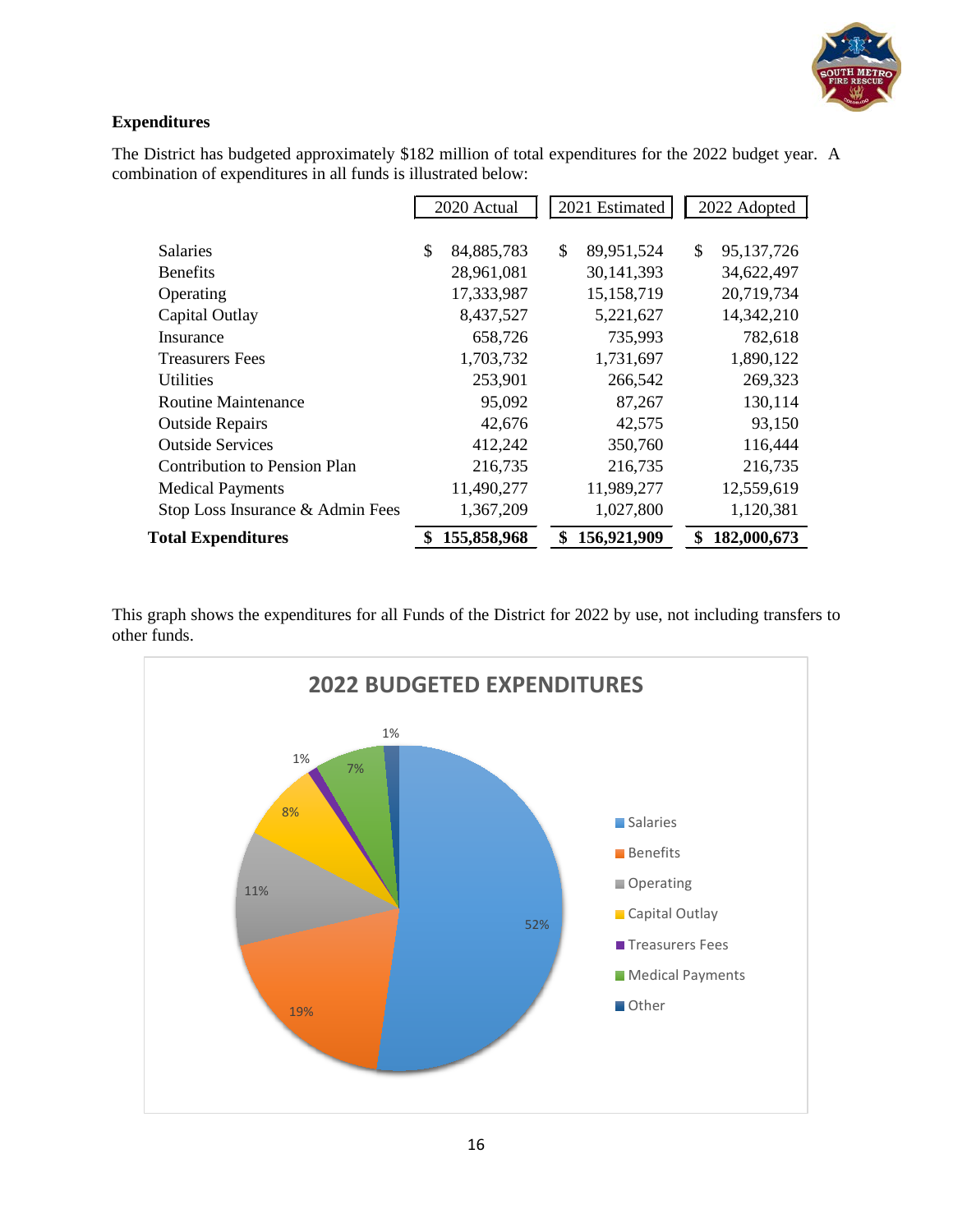## Expenditures

The District has budgeted approximately $182 million of total expenditures for the 2022 budget year. A combination of expenditures in all funds is illustrated below:

| | 2020 Actual | 2021 Estimated | 2022 Adopted |
|---|---|---|---|
| Salaries | $ 84,885,783 | $ 89,951,524 | $ 95,137,726 |
| Benefits | 28,961,081 | 30,141,393 | 34,622,497 |
| Operating | 17,333,987 | 15,158,719 | 20,719,734 |
| Capital Outlay | 8,437,527 | 5,221,627 | 14,342,210 |
| Insurance | 658,726 | 735,993 | 782,618 |
| Treasurers Fees | 1,703,732 | 1,731,697 | 1,890,122 |
| Utilities | 253,901 | 266,542 | 269,323 |
| Routine Maintenance | 95,092 | 87,267 | 130,114 |
| Outside Repairs | 42,676 | 42,575 | 93,150 |
| Outside Services | 412,242 | 350,760 | 116,444 |
| Contribution to Pension Plan | 216,735 | 216,735 | 216,735 |
| Medical Payments | 11,490,277 | 11,989,277 | 12,559,619 |
| Stop Loss Insurance & Admin Fees | 1,367,209 | 1,027,800 | 1,120,381 |
| **Total Expenditures** | **$ 155,858,968** | **$ 156,921,909** | **$ 182,000,673** |

This graph shows the expenditures for all Funds of the District for 2022 by use, not including transfers to other funds.

**2022 BUDGETED EXPENDITURES**

| Category | Percentage |
|---|---|
| Salaries | 52% |
| Benefits | 19% |
| Operating | 11% |
| Capital Outlay | 8% |
| Treasurers Fees | 1% |
| Medical Payments | 7% |
| Other | 1% |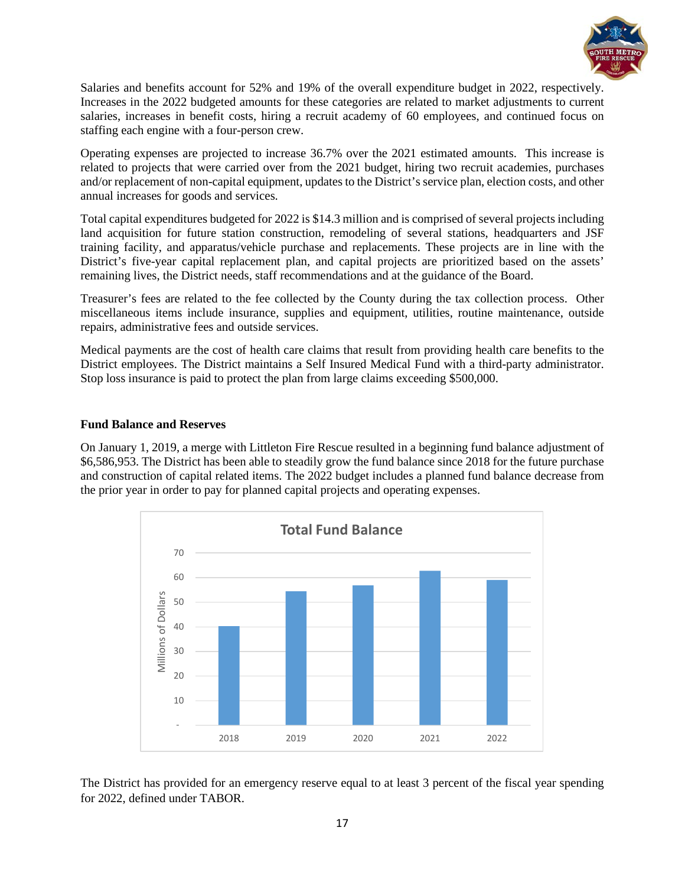Salaries and benefits account for 52% and 19% of the overall expenditure budget in 2022, respectively. Increases in the 2022 budgeted amounts for these categories are related to market adjustments to current salaries, increases in benefit costs, hiring a recruit academy of 60 employees, and continued focus on staffing each engine with a four-person crew.

Operating expenses are projected to increase 36.7% over the 2021 estimated amounts. This increase is related to projects that were carried over from the 2021 budget, hiring two recruit academies, purchases and/or replacement of non-capital equipment, updates to the District's service plan, election costs, and other annual increases for goods and services.

Total capital expenditures budgeted for 2022 is $14.3 million and is comprised of several projects including land acquisition for future station construction, remodeling of several stations, headquarters and JSF training facility, and apparatus/vehicle purchase and replacements. These projects are in line with the District's five-year capital replacement plan, and capital projects are prioritized based on the assets' remaining lives, the District needs, staff recommendations and at the guidance of the Board.

Treasurer's fees are related to the fee collected by the County during the tax collection process. Other miscellaneous items include insurance, supplies and equipment, utilities, routine maintenance, outside repairs, administrative fees and outside services.

Medical payments are the cost of health care claims that result from providing health care benefits to the District employees. The District maintains a Self Insured Medical Fund with a third-party administrator. Stop loss insurance is paid to protect the plan from large claims exceeding $500,000.

**Fund Balance and Reserves**

On January 1, 2019, a merge with Littleton Fire Rescue resulted in a beginning fund balance adjustment of $6,586,953. The District has been able to steadily grow the fund balance since 2018 for the future purchase and construction of capital related items. The 2022 budget includes a planned fund balance decrease from the prior year in order to pay for planned capital projects and operating expenses.

**Total Fund Balance**

Millions of Dollars

| Year | Total Fund Balance (approx., millions) |
|---|---|
| 2018 | ~40 |
| 2019 | ~54 |
| 2020 | ~57 |
| 2021 | ~63 |
| 2022 | ~59 |

The District has provided for an emergency reserve equal to at least 3 percent of the fiscal year spending for 2022, defined under TABOR.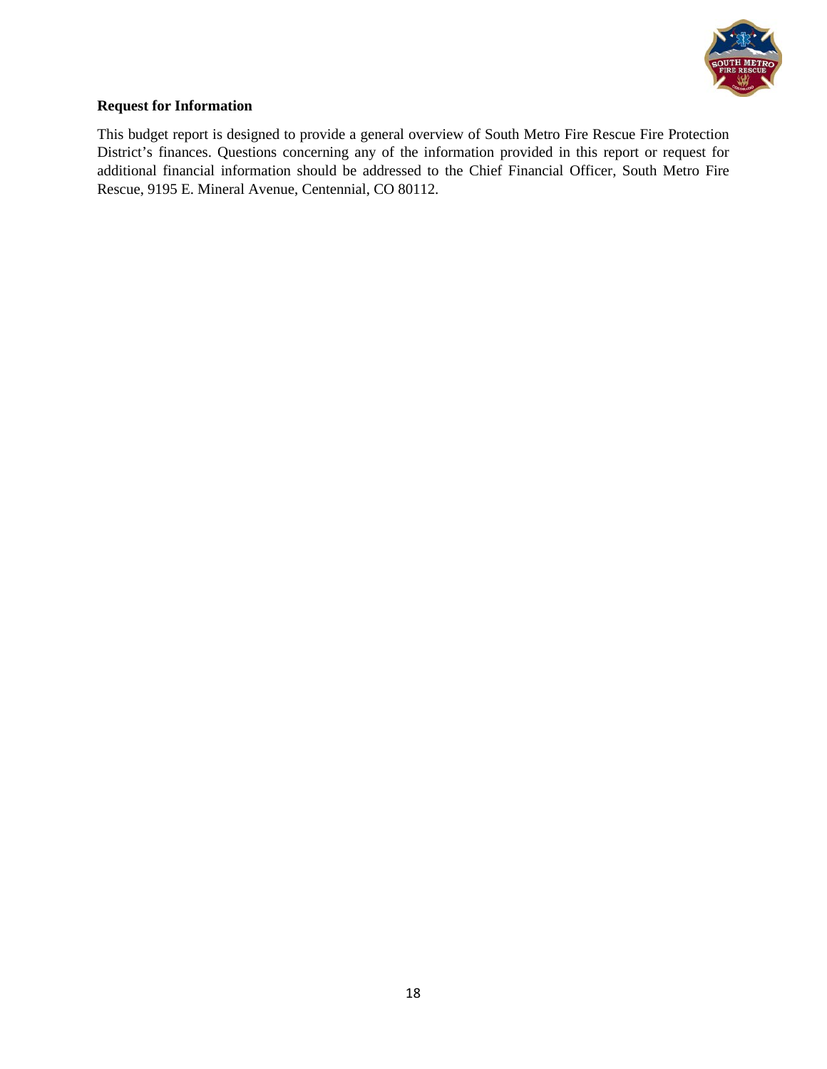**Request for Information**

This budget report is designed to provide a general overview of South Metro Fire Rescue Fire Protection District's finances. Questions concerning any of the information provided in this report or request for additional financial information should be addressed to the Chief Financial Officer, South Metro Fire Rescue, 9195 E. Mineral Avenue, Centennial, CO 80112.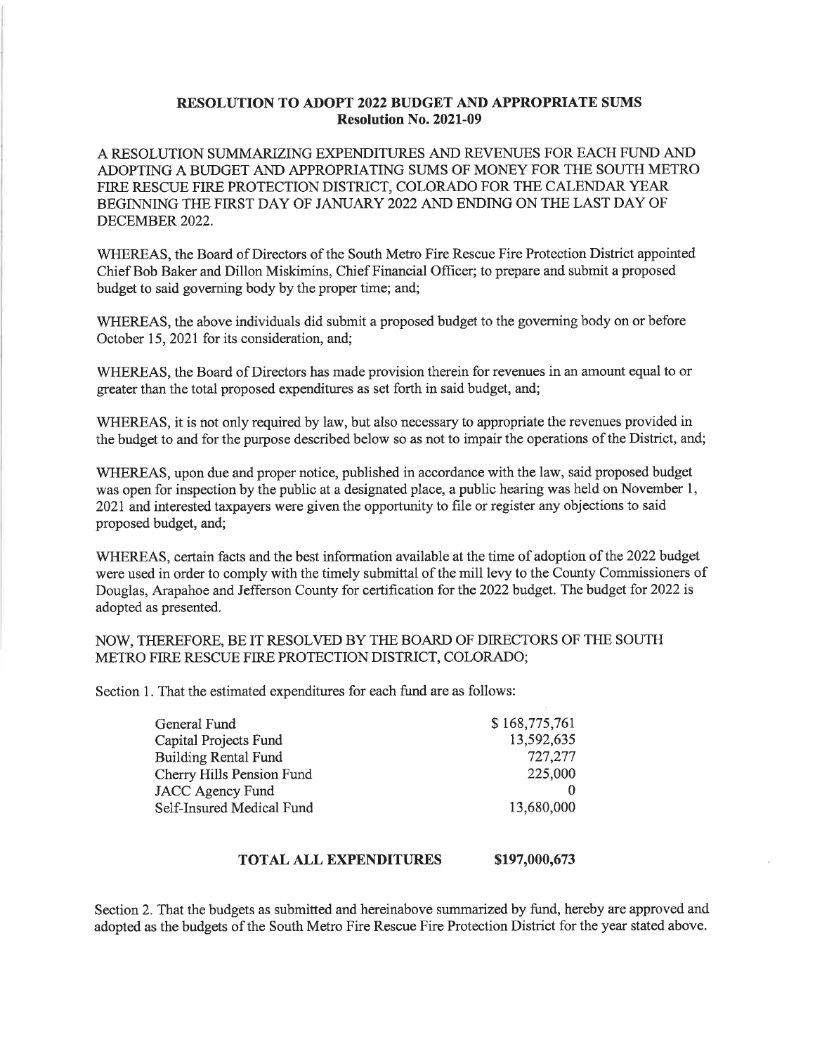**RESOLUTION TO ADOPT 2022 BUDGET AND APPROPRIATE SUMS**
**Resolution No. 2021-09**

A RESOLUTION SUMMARIZING EXPENDITURES AND REVENUES FOR EACH FUND AND ADOPTING A BUDGET AND APPROPRIATING SUMS OF MONEY FOR THE SOUTH METRO FIRE RESCUE FIRE PROTECTION DISTRICT, COLORADO FOR THE CALENDAR YEAR BEGINNING THE FIRST DAY OF JANUARY 2022 AND ENDING ON THE LAST DAY OF DECEMBER 2022.

WHEREAS, the Board of Directors of the South Metro Fire Rescue Fire Protection District appointed Chief Bob Baker and Dillon Miskimins, Chief Financial Officer; to prepare and submit a proposed budget to said governing body by the proper time; and;

WHEREAS, the above individuals did submit a proposed budget to the governing body on or before October 15, 2021 for its consideration, and;

WHEREAS, the Board of Directors has made provision therein for revenues in an amount equal to or greater than the total proposed expenditures as set forth in said budget, and;

WHEREAS, it is not only required by law, but also necessary to appropriate the revenues provided in the budget to and for the purpose described below so as not to impair the operations of the District, and;

WHEREAS, upon due and proper notice, published in accordance with the law, said proposed budget was open for inspection by the public at a designated place, a public hearing was held on November 1, 2021 and interested taxpayers were given the opportunity to file or register any objections to said proposed budget, and;

WHEREAS, certain facts and the best information available at the time of adoption of the 2022 budget were used in order to comply with the timely submittal of the mill levy to the County Commissioners of Douglas, Arapahoe and Jefferson County for certification for the 2022 budget. The budget for 2022 is adopted as presented.

NOW, THEREFORE, BE IT RESOLVED BY THE BOARD OF DIRECTORS OF THE SOUTH METRO FIRE RESCUE FIRE PROTECTION DISTRICT, COLORADO;

Section 1. That the estimated expenditures for each fund are as follows:

| Fund | Amount |
| --- | --- |
| General Fund | $ 168,775,761 |
| Capital Projects Fund | 13,592,635 |
| Building Rental Fund | 727,277 |
| Cherry Hills Pension Fund | 225,000 |
| JACC Agency Fund | 0 |
| Self-Insured Medical Fund | 13,680,000 |
| **TOTAL ALL EXPENDITURES** | **$197,000,673** |

Section 2. That the budgets as submitted and hereinabove summarized by fund, hereby are approved and adopted as the budgets of the South Metro Fire Rescue Fire Protection District for the year stated above.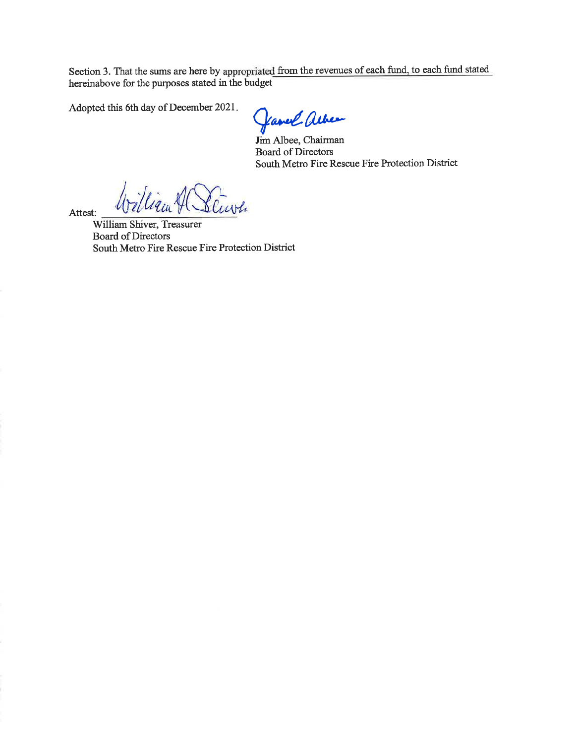Section 3. That the sums are here by appropriated from the revenues of each fund, to each fund stated hereinabove for the purposes stated in the budget

Adopted this 6th day of December 2021.

Jim Albee, Chairman
Board of Directors
South Metro Fire Rescue Fire Protection District

Attest:

William Shiver, Treasurer
Board of Directors
South Metro Fire Rescue Fire Protection District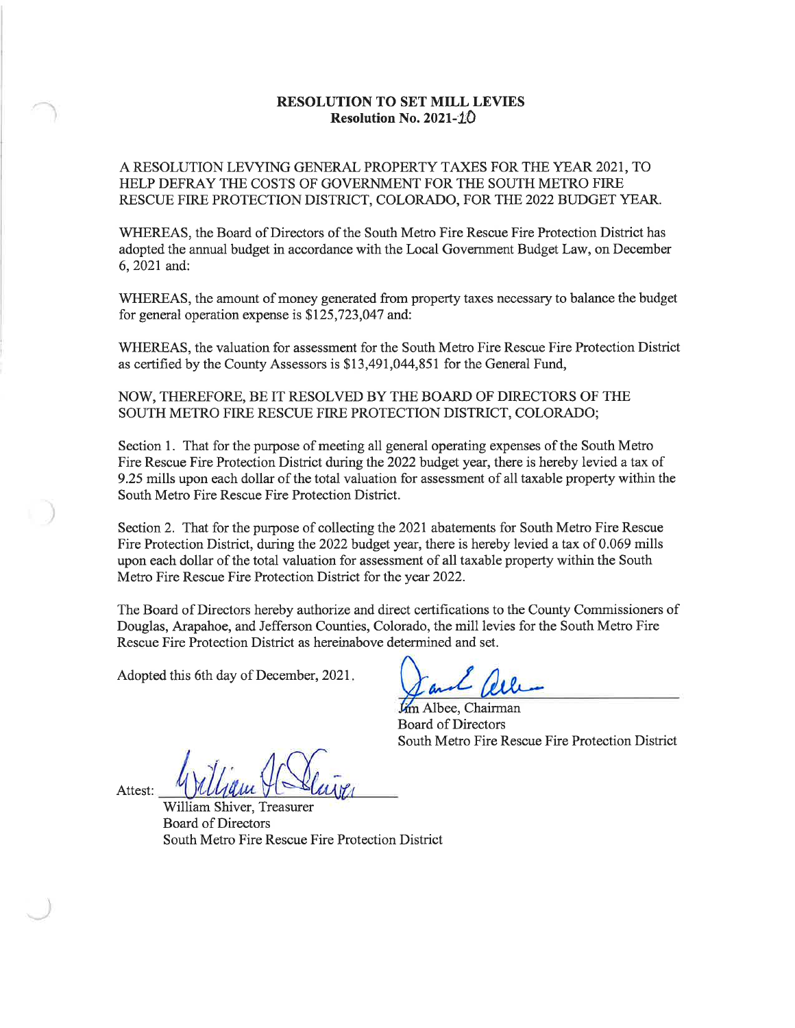# RESOLUTION TO SET MILL LEVIES
## Resolution No. 2021-10

A RESOLUTION LEVYING GENERAL PROPERTY TAXES FOR THE YEAR 2021, TO HELP DEFRAY THE COSTS OF GOVERNMENT FOR THE SOUTH METRO FIRE RESCUE FIRE PROTECTION DISTRICT, COLORADO, FOR THE 2022 BUDGET YEAR.

WHEREAS, the Board of Directors of the South Metro Fire Rescue Fire Protection District has adopted the annual budget in accordance with the Local Government Budget Law, on December 6, 2021 and:

WHEREAS, the amount of money generated from property taxes necessary to balance the budget for general operation expense is $125,723,047 and:

WHEREAS, the valuation for assessment for the South Metro Fire Rescue Fire Protection District as certified by the County Assessors is $13,491,044,851 for the General Fund,

NOW, THEREFORE, BE IT RESOLVED BY THE BOARD OF DIRECTORS OF THE SOUTH METRO FIRE RESCUE FIRE PROTECTION DISTRICT, COLORADO;

Section 1. That for the purpose of meeting all general operating expenses of the South Metro Fire Rescue Fire Protection District during the 2022 budget year, there is hereby levied a tax of 9.25 mills upon each dollar of the total valuation for assessment of all taxable property within the South Metro Fire Rescue Fire Protection District.

Section 2. That for the purpose of collecting the 2021 abatements for South Metro Fire Rescue Fire Protection District, during the 2022 budget year, there is hereby levied a tax of 0.069 mills upon each dollar of the total valuation for assessment of all taxable property within the South Metro Fire Rescue Fire Protection District for the year 2022.

The Board of Directors hereby authorize and direct certifications to the County Commissioners of Douglas, Arapahoe, and Jefferson Counties, Colorado, the mill levies for the South Metro Fire Rescue Fire Protection District as hereinabove determined and set.

Adopted this 6th day of December, 2021.

Jim Albee, Chairman
Board of Directors
South Metro Fire Rescue Fire Protection District

Attest:

William Shiver, Treasurer
Board of Directors
South Metro Fire Rescue Fire Protection District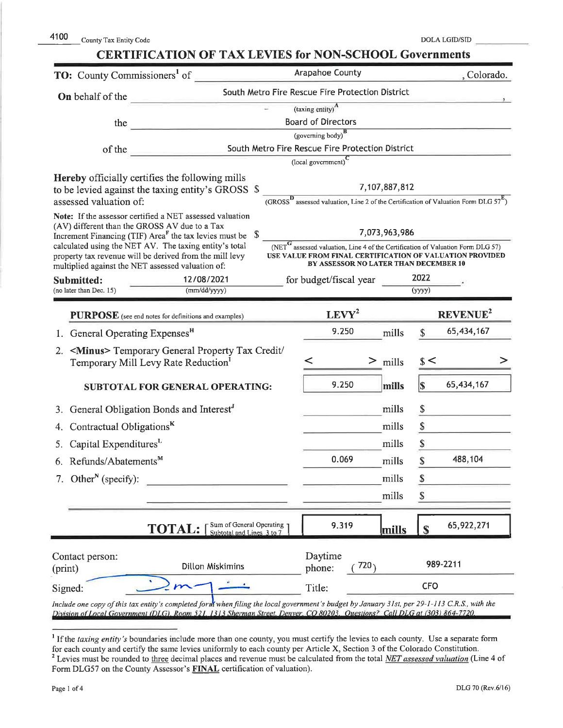4100 County Tax Entity Code DOLA LGID/SID

# CERTIFICATION OF TAX LEVIES for NON-SCHOOL Governments

**TO:** County Commissioners[1] of Arapahoe County, Colorado.

**On** behalf of the South Metro Fire Rescue Fire Protection District,
(taxing entity)[A]

the Board of Directors
(governing body)[B]

of the South Metro Fire Rescue Fire Protection District
(local government)[C]

**Hereby** officially certifies the following mills to be levied against the taxing entity's GROSS $ 7,107,887,812 assessed valuation of:
(GROSS[D] assessed valuation, Line 2 of the Certification of Valuation Form DLG 57[E])

Note: If the assessor certified a NET assessed valuation (AV) different than the GROSS AV due to a Tax Increment Financing (TIF) Area[F] the tax levies must be calculated using the NET AV. The taxing entity's total property tax revenue will be derived from the mill levy multiplied against the NET assessed valuation of: $ 7,073,963,986
(NET[G] assessed valuation, Line 4 of the Certification of Valuation Form DLG 57)
USE VALUE FROM FINAL CERTIFICATION OF VALUATION PROVIDED BY ASSESSOR NO LATER THAN DECEMBER 10

**Submitted:** 12/08/2021 (mm/dd/yyyy) for budget/fiscal year 2022 (yyyy).
(no later than Dec. 15)

| **PURPOSE** (see end notes for definitions and examples) | **LEVY**[2] | | **REVENUE**[2] |
|---|---|---|---|
| 1. General Operating Expenses[H] | 9.250 | mills | $ 65,434,167 |
| 2. <Minus> Temporary General Property Tax Credit/ Temporary Mill Levy Rate Reduction[I] | < > | mills | $< > |
| **SUBTOTAL FOR GENERAL OPERATING:** | 9.250 | **mills** | **$** 65,434,167 |
| 3. General Obligation Bonds and Interest[J] | | mills | $ |
| 4. Contractual Obligations[K] | | mills | $ |
| 5. Capital Expenditures[L] | | mills | $ |
| 6. Refunds/Abatements[M] | 0.069 | mills | $ 488,104 |
| 7. Other[N] (specify): | | mills | $ |
| | | mills | $ |
| **TOTAL:** [Sum of General Operating Subtotal and Lines 3 to 7] | 9.319 | **mills** | **$** 65,922,271 |

Contact person: (print) Dillon Miskimins

Daytime phone: (720) 989-2211

Signed:

Title: CFO

*Include one copy of this tax entity's completed form when filing the local government's budget by January 31st, per 29-1-113 C.R.S., with the Division of Local Government (DLG), Room 521, 1313 Sherman Street, Denver, CO 80203. Questions? Call DLG at (303) 864-7720.*

---

[1] If the *taxing entity's* boundaries include more than one county, you must certify the levies to each county. Use a separate form for each county and certify the same levies uniformly to each county per Article X, Section 3 of the Colorado Constitution.

[2] Levies must be rounded to three decimal places and revenue must be calculated from the total *NET assessed valuation* (Line 4 of Form DLG57 on the County Assessor's **FINAL** certification of valuation).

DLG 70 (Rev.6/16)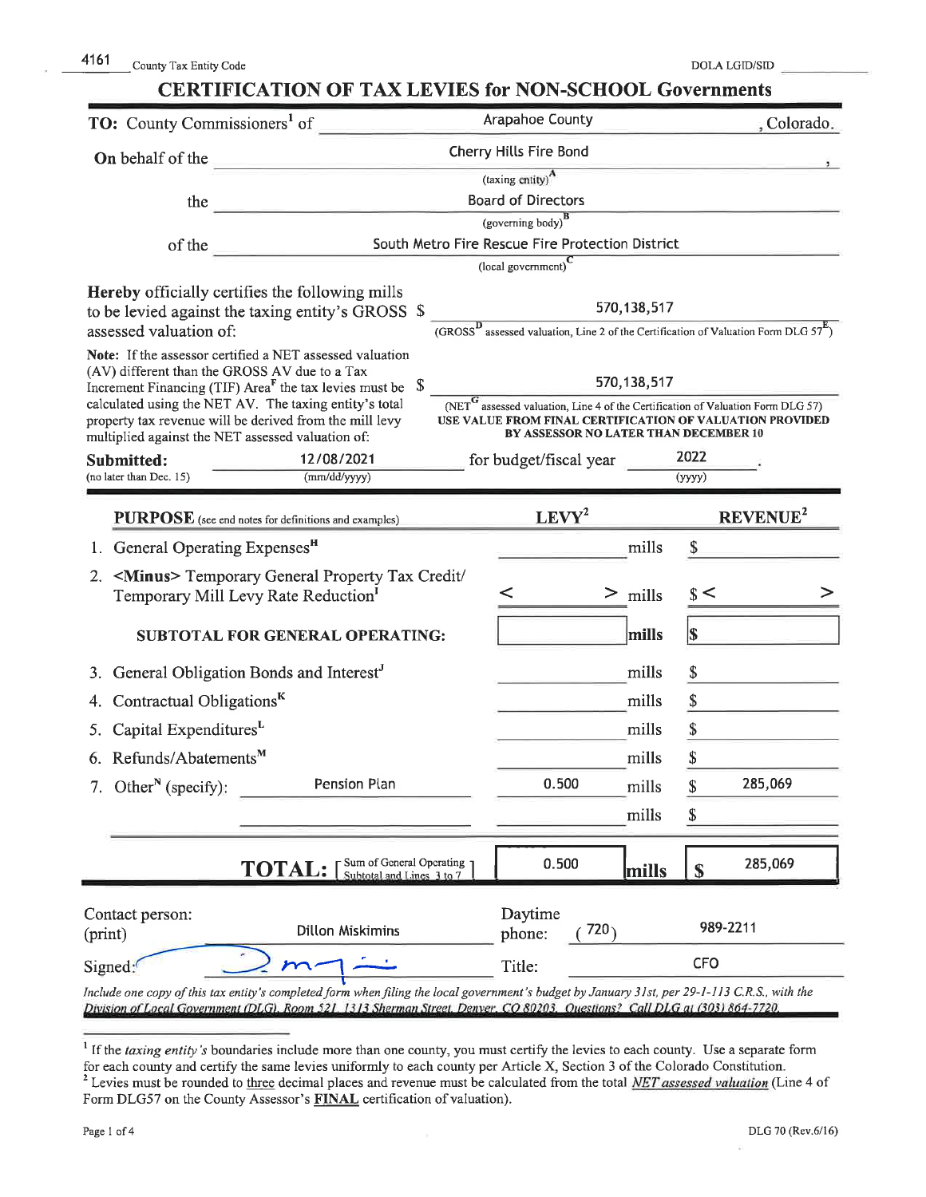4161 County Tax Entity Code DOLA LGID/SID

# CERTIFICATION OF TAX LEVIES for NON-SCHOOL Governments

**TO:** County Commissioners[1] of Arapahoe County, Colorado.

**On behalf of the** Cherry Hills Fire Bond,
(taxing entity)[A]

the Board of Directors
(governing body)[B]

of the South Metro Fire Rescue Fire Protection District
(local government)[C]

**Hereby** officially certifies the following mills to be levied against the taxing entity's GROSS assessed valuation of: $ 570,138,517
(GROSS[D] assessed valuation, Line 2 of the Certification of Valuation Form DLG 57[E])

**Note:** If the assessor certified a NET assessed valuation (AV) different than the GROSS AV due to a Tax Increment Financing (TIF) Area[F] the tax levies must be calculated using the NET AV. The taxing entity's total property tax revenue will be derived from the mill levy multiplied against the NET assessed valuation of: $ 570,138,517
(NET[G] assessed valuation, Line 4 of the Certification of Valuation Form DLG 57)
USE VALUE FROM FINAL CERTIFICATION OF VALUATION PROVIDED BY ASSESSOR NO LATER THAN DECEMBER 10

**Submitted:** 12/08/2021 (mm/dd/yyyy) (no later than Dec. 15) for budget/fiscal year 2022 (yyyy).

| **PURPOSE** (see end notes for definitions and examples) | **LEVY**[2] | | **REVENUE**[2] |
|---|---|---|---|
| 1. General Operating Expenses[H] | | mills | $ |
| 2. <Minus> Temporary General Property Tax Credit/ Temporary Mill Levy Rate Reduction[I] | < > | mills | $ < > |
| **SUBTOTAL FOR GENERAL OPERATING:** | | **mills** | **$** |
| 3. General Obligation Bonds and Interest[J] | | mills | $ |
| 4. Contractual Obligations[K] | | mills | $ |
| 5. Capital Expenditures[L] | | mills | $ |
| 6. Refunds/Abatements[M] | | mills | $ |
| 7. Other[N] (specify): Pension Plan | 0.500 | mills | $ 285,069 |
| | | mills | $ |
| **TOTAL:** [Sum of General Operating Subtotal and Lines 3 to 7] | 0.500 | **mills** | **$** 285,069 |

Contact person: (print) Dillon Miskimins | Daytime phone: (720) 989-2211

Signed: [signature] | Title: CFO

*Include one copy of this tax entity's completed form when filing the local government's budget by January 31st, per 29-1-113 C.R.S., with the Division of Local Government (DLG), Room 521, 1313 Sherman Street, Denver, CO 80203. Questions? Call DLG at (303) 864-7720.*

---

[1] If the *taxing entity's* boundaries include more than one county, you must certify the levies to each county. Use a separate form for each county and certify the same levies uniformly to each county per Article X, Section 3 of the Colorado Constitution.

[2] Levies must be rounded to three decimal places and revenue must be calculated from the total *NET assessed valuation* (Line 4 of Form DLG57 on the County Assessor's **FINAL** certification of valuation).

DLG 70 (Rev.6/16)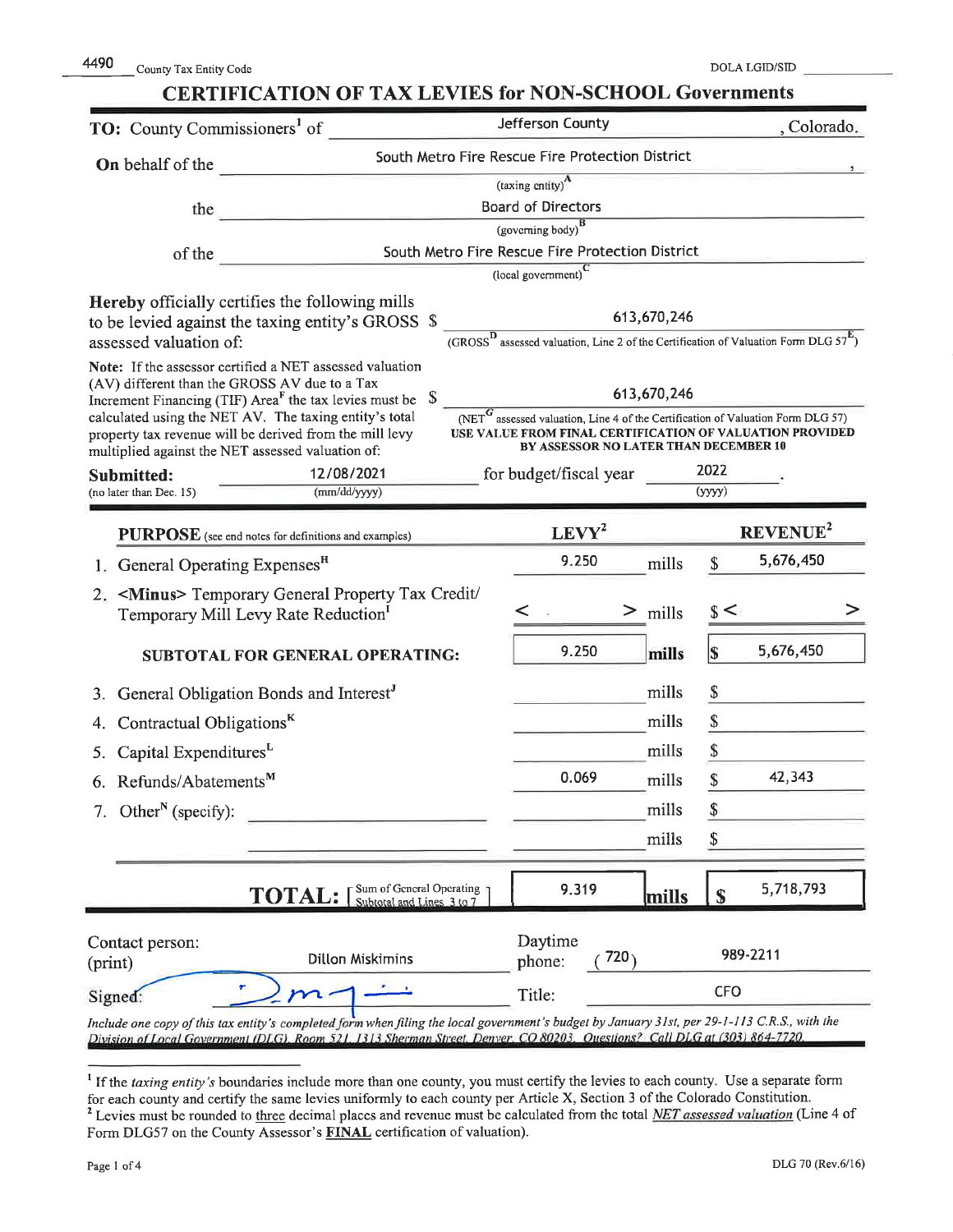4490 County Tax Entity Code

DOLA LGID/SID ____________

# CERTIFICATION OF TAX LEVIES for NON-SCHOOL Governments

**TO:** County Commissioners[1] of Jefferson County, Colorado.

**On** behalf of the South Metro Fire Rescue Fire Protection District,
(taxing entity)[A]

the Board of Directors
(governing body)[B]

of the South Metro Fire Rescue Fire Protection District
(local government)[C]

**Hereby** officially certifies the following mills to be levied against the taxing entity's GROSS assessed valuation of: $ 613,670,246
(GROSS[D] assessed valuation, Line 2 of the Certification of Valuation Form DLG 57[E])

Note: If the assessor certified a NET assessed valuation (AV) different than the GROSS AV due to a Tax Increment Financing (TIF) Area[F] the tax levies must be calculated using the NET AV. The taxing entity's total property tax revenue will be derived from the mill levy multiplied against the NET assessed valuation of: $ 613,670,246
(NET[G] assessed valuation, Line 4 of the Certification of Valuation Form DLG 57)
**USE VALUE FROM FINAL CERTIFICATION OF VALUATION PROVIDED BY ASSESSOR NO LATER THAN DECEMBER 10**

**Submitted:** 12/08/2021 (mm/dd/yyyy) for budget/fiscal year 2022 (yyyy).
(no later than Dec. 15)

| **PURPOSE** (see end notes for definitions and examples) | **LEVY**[2] | | **REVENUE**[2] |
|---|---|---|---|
| 1. General Operating Expenses[H] | 9.250 | mills | $ 5,676,450 |
| 2. <Minus> Temporary General Property Tax Credit/ Temporary Mill Levy Rate Reduction[I] | < > | mills | $ < > |
| **SUBTOTAL FOR GENERAL OPERATING:** | 9.250 | **mills** | **$** 5,676,450 |
| 3. General Obligation Bonds and Interest[J] | | mills | $ |
| 4. Contractual Obligations[K] | | mills | $ |
| 5. Capital Expenditures[L] | | mills | $ |
| 6. Refunds/Abatements[M] | 0.069 | mills | $ 42,343 |
| 7. Other[N] (specify): | | mills | $ |
| | | mills | $ |
| **TOTAL:** [Sum of General Operating Subtotal and Lines 3 to 7] | 9.319 | **mills** | **$** 5,718,793 |

Contact person: (print) Dillon Miskimins

Daytime phone: (720) 989-2211

Signed: [signature]

Title: CFO

*Include one copy of this tax entity's completed form when filing the local government's budget by January 31st, per 29-1-113 C.R.S., with the Division of Local Government (DLG), Room 521, 1313 Sherman Street, Denver, CO 80203. Questions? Call DLG at (303) 864-7720.*

---

[1] If the *taxing entity's* boundaries include more than one county, you must certify the levies to each county. Use a separate form for each county and certify the same levies uniformly to each county per Article X, Section 3 of the Colorado Constitution.

[2] Levies must be rounded to three decimal places and revenue must be calculated from the total *NET assessed valuation* (Line 4 of Form DLG57 on the County Assessor's **FINAL** certification of valuation).

DLG 70 (Rev.6/16)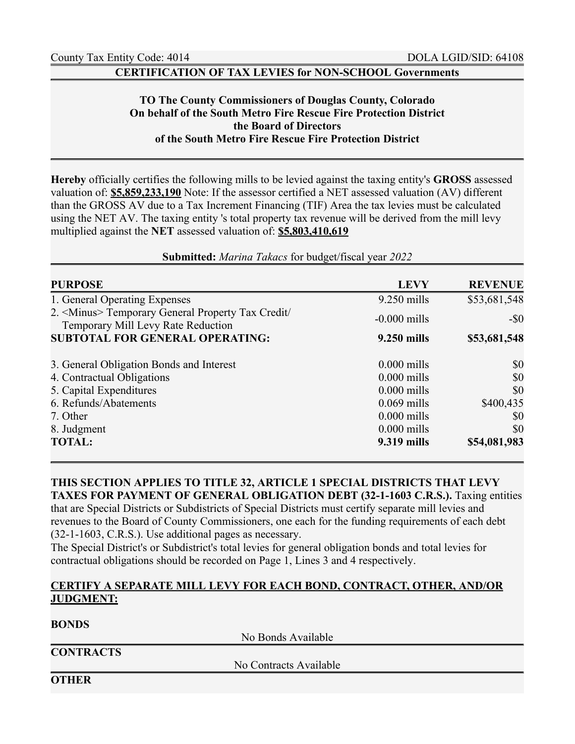County Tax Entity Code: 4014 DOLA LGID/SID: 64108

**CERTIFICATION OF TAX LEVIES for NON-SCHOOL Governments**

**TO The County Commissioners of Douglas County, Colorado**
**On behalf of the South Metro Fire Rescue Fire Protection District**
**the Board of Directors**
**of the South Metro Fire Rescue Fire Protection District**

**Hereby** officially certifies the following mills to be levied against the taxing entity's **GROSS** assessed valuation of: **$5,859,233,190** Note: If the assessor certified a NET assessed valuation (AV) different than the GROSS AV due to a Tax Increment Financing (TIF) Area the tax levies must be calculated using the NET AV. The taxing entity 's total property tax revenue will be derived from the mill levy multiplied against the **NET** assessed valuation of: **$5,803,410,619**

**Submitted:** *Marina Takacs* for budget/fiscal year *2022*

| PURPOSE | LEVY | REVENUE |
|---|---|---|
| 1. General Operating Expenses | 9.250 mills | $53,681,548 |
| 2. <Minus> Temporary General Property Tax Credit/ Temporary Mill Levy Rate Reduction | -0.000 mills | -$0 |
| **SUBTOTAL FOR GENERAL OPERATING:** | **9.250 mills** | **$53,681,548** |
| 3. General Obligation Bonds and Interest | 0.000 mills | $0 |
| 4. Contractual Obligations | 0.000 mills | $0 |
| 5. Capital Expenditures | 0.000 mills | $0 |
| 6. Refunds/Abatements | 0.069 mills | $400,435 |
| 7. Other | 0.000 mills | $0 |
| 8. Judgment | 0.000 mills | $0 |
| **TOTAL:** | **9.319 mills** | **$54,081,983** |

**THIS SECTION APPLIES TO TITLE 32, ARTICLE 1 SPECIAL DISTRICTS THAT LEVY TAXES FOR PAYMENT OF GENERAL OBLIGATION DEBT (32-1-1603 C.R.S.).** Taxing entities that are Special Districts or Subdistricts of Special Districts must certify separate mill levies and revenues to the Board of County Commissioners, one each for the funding requirements of each debt (32-1-1603, C.R.S.). Use additional pages as necessary.
The Special District's or Subdistrict's total levies for general obligation bonds and total levies for contractual obligations should be recorded on Page 1, Lines 3 and 4 respectively.

**CERTIFY A SEPARATE MILL LEVY FOR EACH BOND, CONTRACT, OTHER, AND/OR JUDGMENT:**

**BONDS**

No Bonds Available

**CONTRACTS**

No Contracts Available

**OTHER**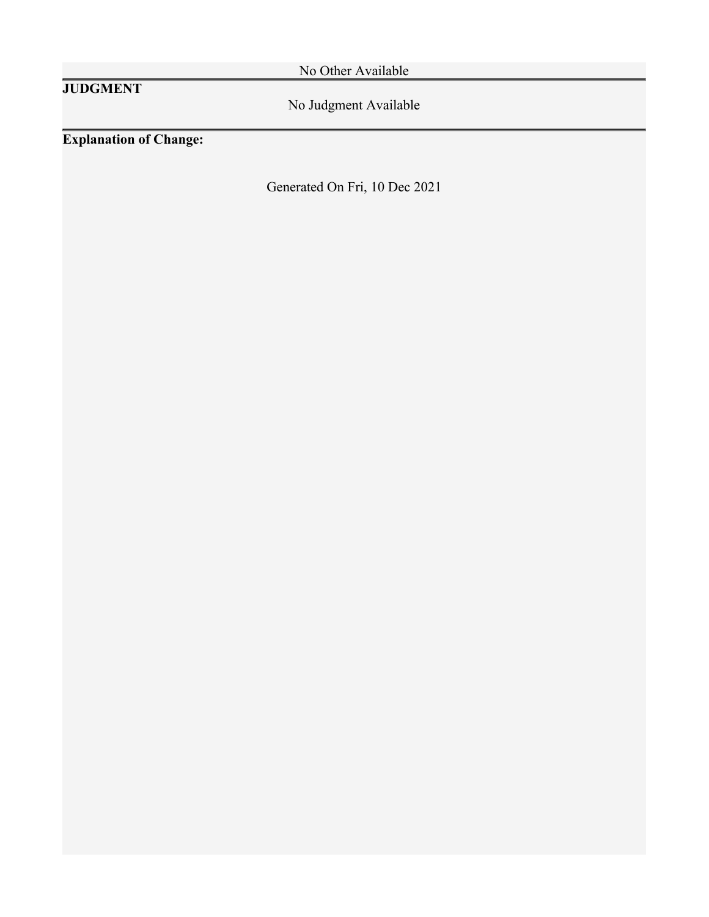No Other Available

**JUDGMENT**

No Judgment Available

**Explanation of Change:**

Generated On Fri, 10 Dec 2021